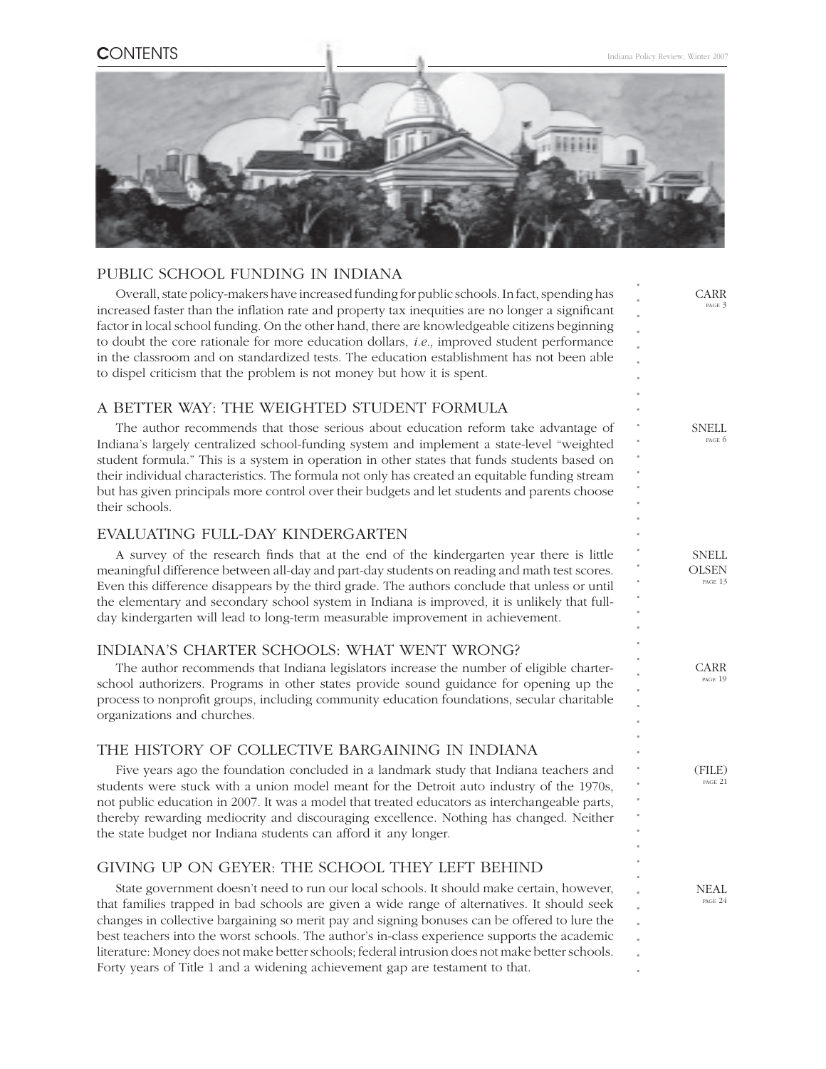# CONTENTS

## PUBLIC SCHOOL FUNDING IN INDIANA

Overall, state policy-makers have increased funding for public schools. In fact, spending has increased faster than the inflation rate and property tax inequities are no longer a significant factor in local school funding. On the other hand, there are knowledgeable citizens beginning to doubt the core rationale for more education dollars, *i.e.,* improved student performance in the classroom and on standardized tests. The education establishment has not been able to dispel criticism that the problem is not money but how it is spent.

CARR, PAGE 3

## A BETTER WAY: THE WEIGHTED STUDENT FORMULA

The author recommends that those serious about education reform take advantage of Indiana's largely centralized school-funding system and implement a state-level "weighted student formula." This is a system in operation in other states that funds students based on their individual characteristics. The formula not only has created an equitable funding stream but has given principals more control over their budgets and let students and parents choose their schools.

SNELL, PAGE 6

## EVALUATING FULL-DAY KINDERGARTEN

A survey of the research finds that at the end of the kindergarten year there is little meaningful difference between all-day and part-day students on reading and math test scores. Even this difference disappears by the third grade. The authors conclude that unless or until the elementary and secondary school system in Indiana is improved, it is unlikely that full-day kindergarten will lead to long-term measurable improvement in achievement.

SNELL, OLSEN, PAGE 13

## INDIANA'S CHARTER SCHOOLS: WHAT WENT WRONG?

The author recommends that Indiana legislators increase the number of eligible charter-school authorizers. Programs in other states provide sound guidance for opening up the process to nonprofit groups, including community education foundations, secular charitable organizations and churches.

CARR, PAGE 19

## THE HISTORY OF COLLECTIVE BARGAINING IN INDIANA

Five years ago the foundation concluded in a landmark study that Indiana teachers and students were stuck with a union model meant for the Detroit auto industry of the 1970s, not public education in 2007. It was a model that treated educators as interchangeable parts, thereby rewarding mediocrity and discouraging excellence. Nothing has changed. Neither the state budget nor Indiana students can afford it any longer.

(FILE), PAGE 21

## GIVING UP ON GEYER: THE SCHOOL THEY LEFT BEHIND

State government doesn't need to run our local schools. It should make certain, however, that families trapped in bad schools are given a wide range of alternatives. It should seek changes in collective bargaining so merit pay and signing bonuses can be offered to lure the best teachers into the worst schools. The author's in-class experience supports the academic literature: Money does not make better schools; federal intrusion does not make better schools. Forty years of Title 1 and a widening achievement gap are testament to that.

NEAL, PAGE 24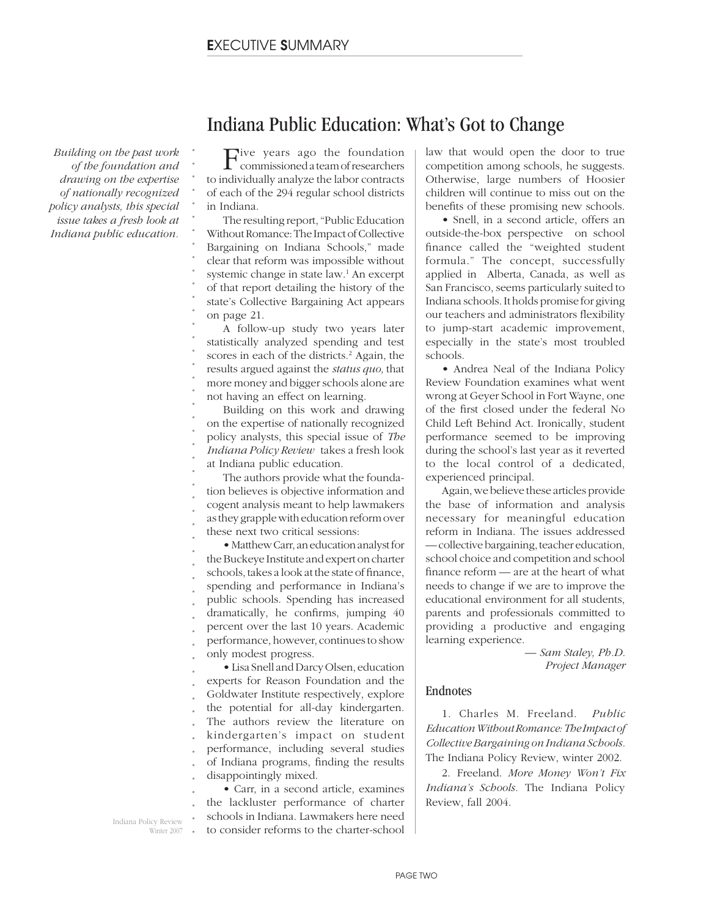# Indiana Public Education: What's Got to Change

*Building on the past work of the foundation and drawing on the expertise of nationally recognized policy analysts, this special issue takes a fresh look at Indiana public education.*

Five years ago the foundation commissioned a team of researchers to individually analyze the labor contracts of each of the 294 regular school districts in Indiana.

The resulting report, "Public Education Without Romance: The Impact of Collective Bargaining on Indiana Schools," made clear that reform was impossible without systemic change in state law.[1] An excerpt of that report detailing the history of the state's Collective Bargaining Act appears on page 21.

A follow-up study two years later statistically analyzed spending and test scores in each of the districts.[2] Again, the results argued against the *status quo,* that more money and bigger schools alone are not having an effect on learning.

Building on this work and drawing on the expertise of nationally recognized policy analysts, this special issue of *The Indiana Policy Review* takes a fresh look at Indiana public education.

The authors provide what the foundation believes is objective information and cogent analysis meant to help lawmakers as they grapple with education reform over these next two critical sessions:

- Matthew Carr, an education analyst for the Buckeye Institute and expert on charter schools, takes a look at the state of finance, spending and performance in Indiana's public schools. Spending has increased dramatically, he confirms, jumping 40 percent over the last 10 years. Academic performance, however, continues to show only modest progress.
- Lisa Snell and Darcy Olsen, education experts for Reason Foundation and the Goldwater Institute respectively, explore the potential for all-day kindergarten. The authors review the literature on kindergarten's impact on student performance, including several studies of Indiana programs, finding the results disappointingly mixed.
- Carr, in a second article, examines the lackluster performance of charter schools in Indiana. Lawmakers here need to consider reforms to the charter-school law that would open the door to true competition among schools, he suggests. Otherwise, large numbers of Hoosier children will continue to miss out on the benefits of these promising new schools.
- Snell, in a second article, offers an outside-the-box perspective on school finance called the "weighted student formula." The concept, successfully applied in Alberta, Canada, as well as San Francisco, seems particularly suited to Indiana schools. It holds promise for giving our teachers and administrators flexibility to jump-start academic improvement, especially in the state's most troubled schools.
- Andrea Neal of the Indiana Policy Review Foundation examines what went wrong at Geyer School in Fort Wayne, one of the first closed under the federal No Child Left Behind Act. Ironically, student performance seemed to be improving during the school's last year as it reverted to the local control of a dedicated, experienced principal.

Again, we believe these articles provide the base of information and analysis necessary for meaningful education reform in Indiana. The issues addressed — collective bargaining, teacher education, school choice and competition and school finance reform — are at the heart of what needs to change if we are to improve the educational environment for all students, parents and professionals committed to providing a productive and engaging learning experience.

— *Sam Staley, Ph.D.*
*Project Manager*

## Endnotes

1. Charles M. Freeland. *Public Education Without Romance: The Impact of Collective Bargaining on Indiana Schools.* The Indiana Policy Review, winter 2002.

2. Freeland. *More Money Won't Fix Indiana's Schools.* The Indiana Policy Review, fall 2004.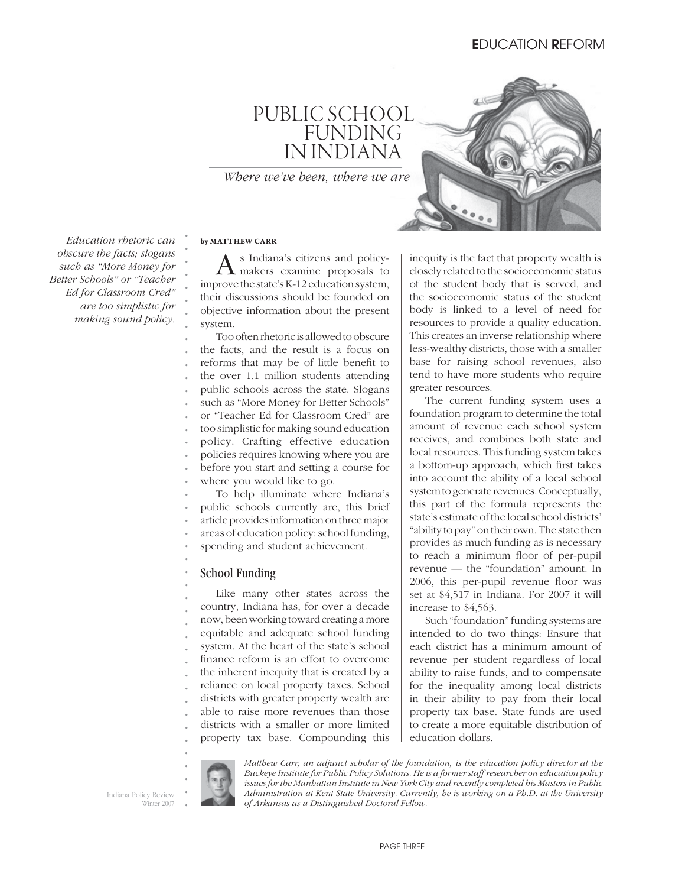# PUBLIC SCHOOL FUNDING IN INDIANA

*Where we've been, where we are*

*Education rhetoric can obscure the facts; slogans such as "More Money for Better Schools" or "Teacher Ed for Classroom Cred" are too simplistic for making sound policy.*

**by MATTHEW CARR**

As Indiana's citizens and policymakers examine proposals to improve the state's K-12 education system, their discussions should be founded on objective information about the present system.

Too often rhetoric is allowed to obscure the facts, and the result is a focus on reforms that may be of little benefit to the over 1.1 million students attending public schools across the state. Slogans such as "More Money for Better Schools" or "Teacher Ed for Classroom Cred" are too simplistic for making sound education policy. Crafting effective education policies requires knowing where you are before you start and setting a course for where you would like to go.

To help illuminate where Indiana's public schools currently are, this brief article provides information on three major areas of education policy: school funding, spending and student achievement.

## School Funding

Like many other states across the country, Indiana has, for over a decade now, been working toward creating a more equitable and adequate school funding system. At the heart of the state's school finance reform is an effort to overcome the inherent inequity that is created by a reliance on local property taxes. School districts with greater property wealth are able to raise more revenues than those districts with a smaller or more limited property tax base. Compounding this inequity is the fact that property wealth is closely related to the socioeconomic status of the student body that is served, and the socioeconomic status of the student body is linked to a level of need for resources to provide a quality education. This creates an inverse relationship where less-wealthy districts, those with a smaller base for raising school revenues, also tend to have more students who require greater resources.

The current funding system uses a foundation program to determine the total amount of revenue each school system receives, and combines both state and local resources. This funding system takes a bottom-up approach, which first takes into account the ability of a local school system to generate revenues. Conceptually, this part of the formula represents the state's estimate of the local school districts' "ability to pay" on their own. The state then provides as much funding as is necessary to reach a minimum floor of per-pupil revenue — the "foundation" amount. In 2006, this per-pupil revenue floor was set at $4,517 in Indiana. For 2007 it will increase to $4,563.

Such "foundation" funding systems are intended to do two things: Ensure that each district has a minimum amount of revenue per student regardless of local ability to raise funds, and to compensate for the inequality among local districts in their ability to pay from their local property tax base. State funds are used to create a more equitable distribution of education dollars.

*Matthew Carr, an adjunct scholar of the foundation, is the education policy director at the Buckeye Institute for Public Policy Solutions. He is a former staff researcher on education policy issues for the Manhattan Institute in New York City and recently completed his Masters in Public Administration at Kent State University. Currently, he is working on a Ph.D. at the University of Arkansas as a Distinguished Doctoral Fellow.*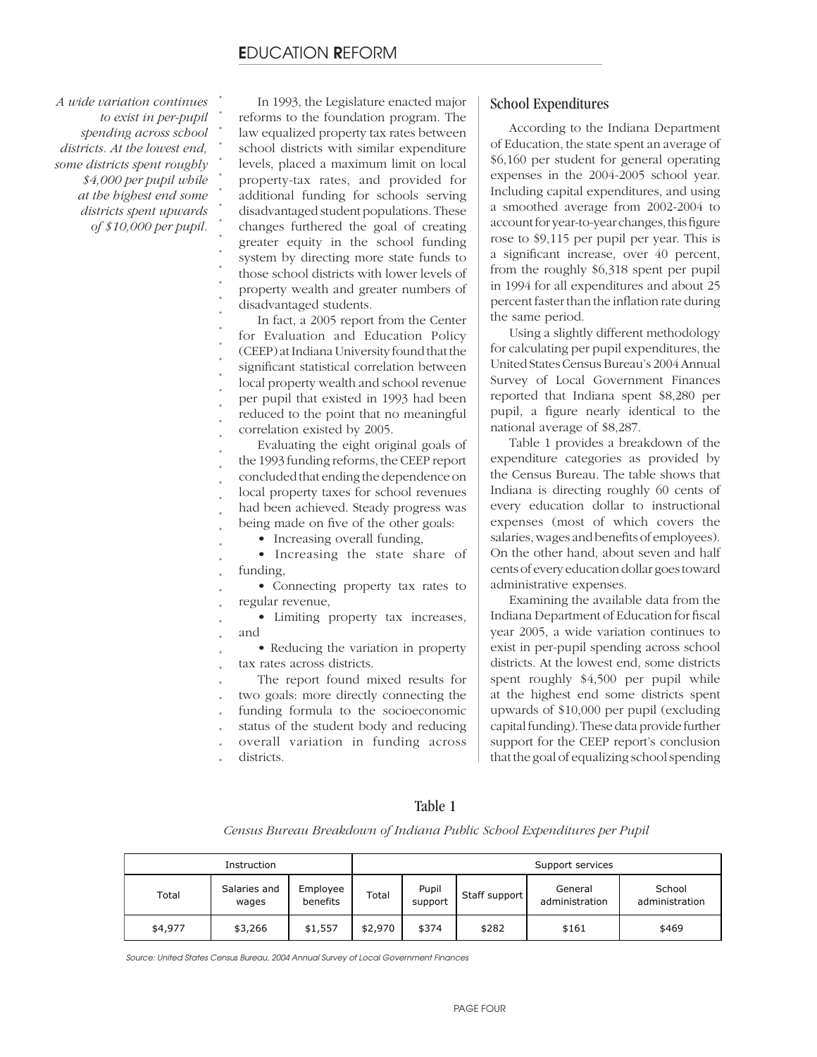*A wide variation continues to exist in per-pupil spending across school districts. At the lowest end, some districts spent roughly $4,000 per pupil while at the highest end some districts spent upwards of $10,000 per pupil.*

In 1993, the Legislature enacted major reforms to the foundation program. The law equalized property tax rates between school districts with similar expenditure levels, placed a maximum limit on local property-tax rates, and provided for additional funding for schools serving disadvantaged student populations. These changes furthered the goal of creating greater equity in the school funding system by directing more state funds to those school districts with lower levels of property wealth and greater numbers of disadvantaged students.

In fact, a 2005 report from the Center for Evaluation and Education Policy (CEEP) at Indiana University found that the significant statistical correlation between local property wealth and school revenue per pupil that existed in 1993 had been reduced to the point that no meaningful correlation existed by 2005.

Evaluating the eight original goals of the 1993 funding reforms, the CEEP report concluded that ending the dependence on local property taxes for school revenues had been achieved. Steady progress was being made on five of the other goals:

- Increasing overall funding,
- Increasing the state share of funding,
- Connecting property tax rates to regular revenue,
- Limiting property tax increases, and
- Reducing the variation in property tax rates across districts.

The report found mixed results for two goals: more directly connecting the funding formula to the socioeconomic status of the student body and reducing overall variation in funding across districts.

## School Expenditures

According to the Indiana Department of Education, the state spent an average of $6,160 per student for general operating expenses in the 2004-2005 school year. Including capital expenditures, and using a smoothed average from 2002-2004 to account for year-to-year changes, this figure rose to $9,115 per pupil per year. This is a significant increase, over 40 percent, from the roughly $6,318 spent per pupil in 1994 for all expenditures and about 25 percent faster than the inflation rate during the same period.

Using a slightly different methodology for calculating per pupil expenditures, the United States Census Bureau's 2004 Annual Survey of Local Government Finances reported that Indiana spent $8,280 per pupil, a figure nearly identical to the national average of $8,287.

Table 1 provides a breakdown of the expenditure categories as provided by the Census Bureau. The table shows that Indiana is directing roughly 60 cents of every education dollar to instructional expenses (most of which covers the salaries, wages and benefits of employees). On the other hand, about seven and half cents of every education dollar goes toward administrative expenses.

Examining the available data from the Indiana Department of Education for fiscal year 2005, a wide variation continues to exist in per-pupil spending across school districts. At the lowest end, some districts spent roughly $4,500 per pupil while at the highest end some districts spent upwards of $10,000 per pupil (excluding capital funding). These data provide further support for the CEEP report's conclusion that the goal of equalizing school spending

### Table 1

*Census Bureau Breakdown of Indiana Public School Expenditures per Pupil*

| Instruction | | | Support services | | | | |
|---|---|---|---|---|---|---|---|
| Total | Salaries and wages | Employee benefits | Total | Pupil support | Staff support | General administration | School administration |
| $4,977 | $3,266 | $1,557 | $2,970 | $374 | $282 | $161 | $469 |

*Source: United States Census Bureau, 2004 Annual Survey of Local Government Finances*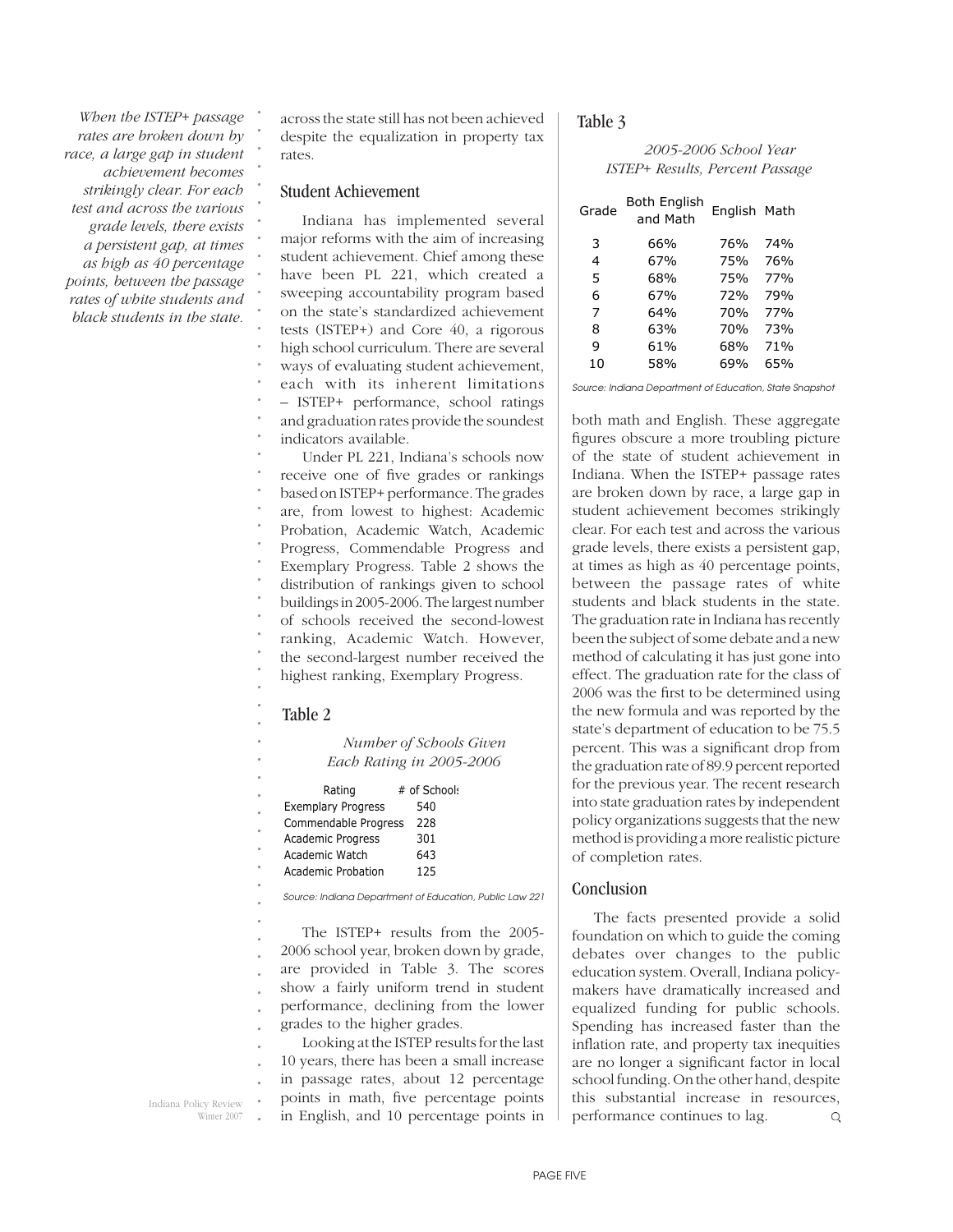*When the ISTEP+ passage rates are broken down by race, a large gap in student achievement becomes strikingly clear. For each test and across the various grade levels, there exists a persistent gap, at times as high as 40 percentage points, between the passage rates of white students and black students in the state.*

across the state still has not been achieved despite the equalization in property tax rates.

## Student Achievement

Indiana has implemented several major reforms with the aim of increasing student achievement. Chief among these have been PL 221, which created a sweeping accountability program based on the state's standardized achievement tests (ISTEP+) and Core 40, a rigorous high school curriculum. There are several ways of evaluating student achievement, each with its inherent limitations – ISTEP+ performance, school ratings and graduation rates provide the soundest indicators available.

Under PL 221, Indiana's schools now receive one of five grades or rankings based on ISTEP+ performance. The grades are, from lowest to highest: Academic Probation, Academic Watch, Academic Progress, Commendable Progress and Exemplary Progress. Table 2 shows the distribution of rankings given to school buildings in 2005-2006. The largest number of schools received the second-lowest ranking, Academic Watch. However, the second-largest number received the highest ranking, Exemplary Progress.

### Table 2

*Number of Schools Given Each Rating in 2005-2006*

| Rating | # of Schools |
|---|---|
| Exemplary Progress | 540 |
| Commendable Progress | 228 |
| Academic Progress | 301 |
| Academic Watch | 643 |
| Academic Probation | 125 |

*Source: Indiana Department of Education, Public Law 221*

The ISTEP+ results from the 2005-2006 school year, broken down by grade, are provided in Table 3. The scores show a fairly uniform trend in student performance, declining from the lower grades to the higher grades.

Looking at the ISTEP results for the last 10 years, there has been a small increase in passage rates, about 12 percentage points in math, five percentage points in English, and 10 percentage points in both math and English. These aggregate figures obscure a more troubling picture of the state of student achievement in Indiana. When the ISTEP+ passage rates are broken down by race, a large gap in student achievement becomes strikingly clear. For each test and across the various grade levels, there exists a persistent gap, at times as high as 40 percentage points, between the passage rates of white students and black students in the state. The graduation rate in Indiana has recently been the subject of some debate and a new method of calculating it has just gone into effect. The graduation rate for the class of 2006 was the first to be determined using the new formula and was reported by the state's department of education to be 75.5 percent. This was a significant drop from the graduation rate of 89.9 percent reported for the previous year. The recent research into state graduation rates by independent policy organizations suggests that the new method is providing a more realistic picture of completion rates.

### Table 3

*2005-2006 School Year ISTEP+ Results, Percent Passage*

| Grade | Both English and Math | English | Math |
|---|---|---|---|
| 3 | 66% | 76% | 74% |
| 4 | 67% | 75% | 76% |
| 5 | 68% | 75% | 77% |
| 6 | 67% | 72% | 79% |
| 7 | 64% | 70% | 77% |
| 8 | 63% | 70% | 73% |
| 9 | 61% | 68% | 71% |
| 10 | 58% | 69% | 65% |

*Source: Indiana Department of Education, State Snapshot*

## Conclusion

The facts presented provide a solid foundation on which to guide the coming debates over changes to the public education system. Overall, Indiana policymakers have dramatically increased and equalized funding for public schools. Spending has increased faster than the inflation rate, and property tax inequities are no longer a significant factor in local school funding. On the other hand, despite this substantial increase in resources, performance continues to lag.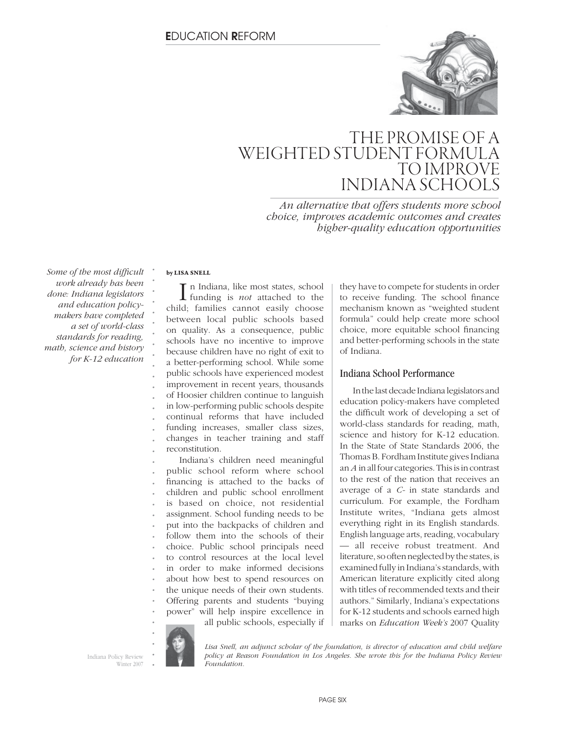# THE PROMISE OF A WEIGHTED STUDENT FORMULA TO IMPROVE INDIANA SCHOOLS

*An alternative that offers students more school choice, improves academic outcomes and creates higher-quality education opportunities*

*Some of the most difficult work already has been done: Indiana legislators and education policy-makers have completed a set of world-class standards for reading, math, science and history for K-12 education*

**by LISA SNELL**

In Indiana, like most states, school funding is *not* attached to the child; families cannot easily choose between local public schools based on quality. As a consequence, public schools have no incentive to improve because children have no right of exit to a better-performing school. While some public schools have experienced modest improvement in recent years, thousands of Hoosier children continue to languish in low-performing public schools despite continual reforms that have included funding increases, smaller class sizes, changes in teacher training and staff reconstitution.

Indiana's children need meaningful public school reform where school financing is attached to the backs of children and public school enrollment is based on choice, not residential assignment. School funding needs to be put into the backpacks of children and follow them into the schools of their choice. Public school principals need to control resources at the local level in order to make informed decisions about how best to spend resources on the unique needs of their own students. Offering parents and students "buying power" will help inspire excellence in all public schools, especially if they have to compete for students in order to receive funding. The school finance mechanism known as "weighted student formula" could help create more school choice, more equitable school financing and better-performing schools in the state of Indiana.

## Indiana School Performance

In the last decade Indiana legislators and education policy-makers have completed the difficult work of developing a set of world-class standards for reading, math, science and history for K-12 education. In the State of State Standards 2006, the Thomas B. Fordham Institute gives Indiana an *A* in all four categories. This is in contrast to the rest of the nation that receives an average of a *C-* in state standards and curriculum. For example, the Fordham Institute writes, "Indiana gets almost everything right in its English standards. English language arts, reading, vocabulary — all receive robust treatment. And literature, so often neglected by the states, is examined fully in Indiana's standards, with American literature explicitly cited along with titles of recommended texts and their authors." Similarly, Indiana's expectations for K-12 students and schools earned high marks on *Education Week's* 2007 Quality

*Lisa Snell, an adjunct scholar of the foundation, is director of education and child welfare policy at Reason Foundation in Los Angeles. She wrote this for the Indiana Policy Review Foundation.*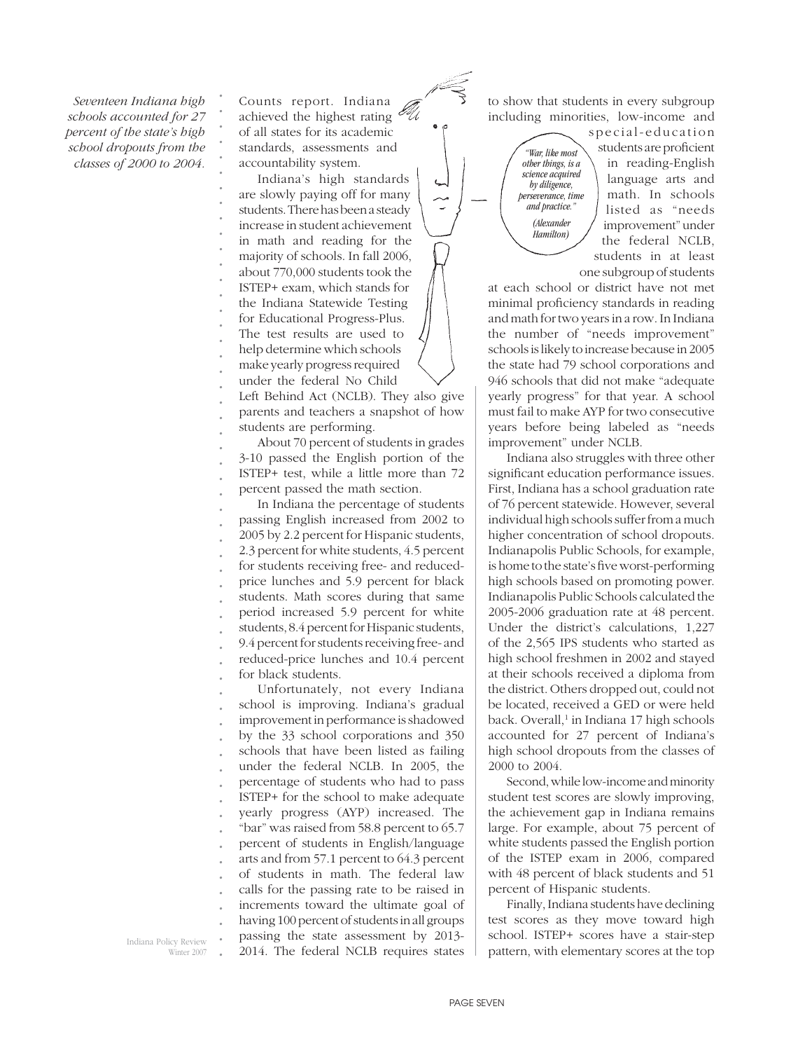*Seventeen Indiana high schools accounted for 27 percent of the state's high school dropouts from the classes of 2000 to 2004.*

Counts report. Indiana achieved the highest rating of all states for its academic standards, assessments and accountability system.

Indiana's high standards are slowly paying off for many students. There has been a steady increase in student achievement in math and reading for the majority of schools. In fall 2006, about 770,000 students took the ISTEP+ exam, which stands for the Indiana Statewide Testing for Educational Progress-Plus. The test results are used to help determine which schools make yearly progress required under the federal No Child Left Behind Act (NCLB). They also give parents and teachers a snapshot of how students are performing.

About 70 percent of students in grades 3-10 passed the English portion of the ISTEP+ test, while a little more than 72 percent passed the math section.

In Indiana the percentage of students passing English increased from 2002 to 2005 by 2.2 percent for Hispanic students, 2.3 percent for white students, 4.5 percent for students receiving free- and reduced-price lunches and 5.9 percent for black students. Math scores during that same period increased 5.9 percent for white students, 8.4 percent for Hispanic students, 9.4 percent for students receiving free- and reduced-price lunches and 10.4 percent for black students.

Unfortunately, not every Indiana school is improving. Indiana's gradual improvement in performance is shadowed by the 33 school corporations and 350 schools that have been listed as failing under the federal NCLB. In 2005, the percentage of students who had to pass ISTEP+ for the school to make adequate yearly progress (AYP) increased. The "bar" was raised from 58.8 percent to 65.7 percent of students in English/language arts and from 57.1 percent to 64.3 percent of students in math. The federal law calls for the passing rate to be raised in increments toward the ultimate goal of having 100 percent of students in all groups passing the state assessment by 2013-2014. The federal NCLB requires states to show that students in every subgroup including minorities, low-income and special-education students are proficient in reading-English language arts and math. In schools listed as "needs improvement" under the federal NCLB, students in at least one subgroup of students at each school or district have not met minimal proficiency standards in reading and math for two years in a row. In Indiana the number of "needs improvement" schools is likely to increase because in 2005 the state had 79 school corporations and 946 schools that did not make "adequate yearly progress" for that year. A school must fail to make AYP for two consecutive years before being labeled as "needs improvement" under NCLB.

*"War, like most other things, is a science acquired by diligence, perseverance, time and practice." (Alexander Hamilton)*

Indiana also struggles with three other significant education performance issues. First, Indiana has a school graduation rate of 76 percent statewide. However, several individual high schools suffer from a much higher concentration of school dropouts. Indianapolis Public Schools, for example, is home to the state's five worst-performing high schools based on promoting power. Indianapolis Public Schools calculated the 2005-2006 graduation rate at 48 percent. Under the district's calculations, 1,227 of the 2,565 IPS students who started as high school freshmen in 2002 and stayed at their schools received a diploma from the district. Others dropped out, could not be located, received a GED or were held back. Overall,[1] in Indiana 17 high schools accounted for 27 percent of Indiana's high school dropouts from the classes of 2000 to 2004.

Second, while low-income and minority student test scores are slowly improving, the achievement gap in Indiana remains large. For example, about 75 percent of white students passed the English portion of the ISTEP exam in 2006, compared with 48 percent of black students and 51 percent of Hispanic students.

Finally, Indiana students have declining test scores as they move toward high school. ISTEP+ scores have a stair-step pattern, with elementary scores at the top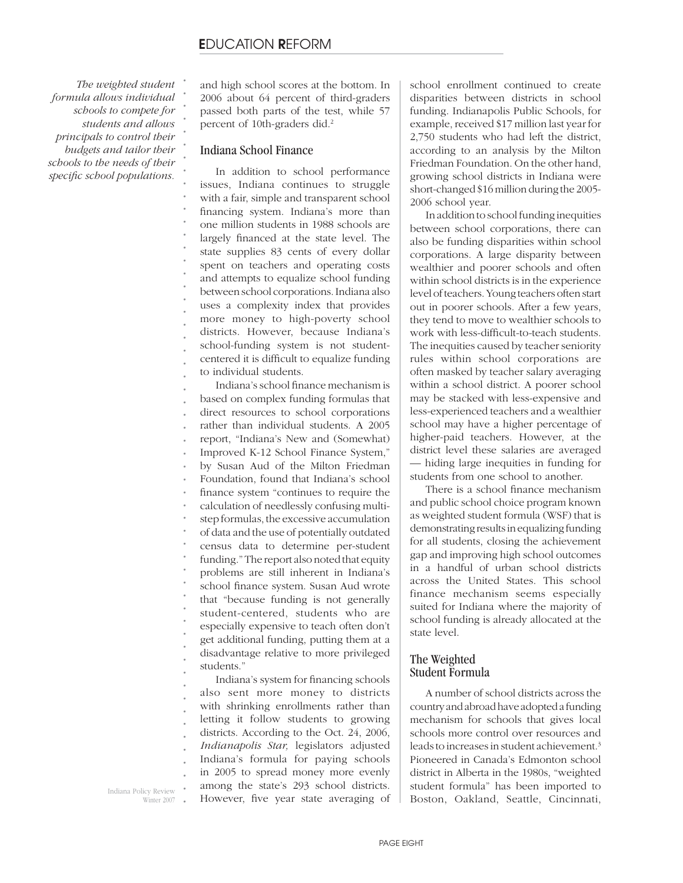*The weighted student formula allows individual schools to compete for students and allows principals to control their budgets and tailor their schools to the needs of their specific school populations.*

and high school scores at the bottom. In 2006 about 64 percent of third-graders passed both parts of the test, while 57 percent of 10th-graders did.[2]

## Indiana School Finance

In addition to school performance issues, Indiana continues to struggle with a fair, simple and transparent school financing system. Indiana's more than one million students in 1988 schools are largely financed at the state level. The state supplies 83 cents of every dollar spent on teachers and operating costs and attempts to equalize school funding between school corporations. Indiana also uses a complexity index that provides more money to high-poverty school districts. However, because Indiana's school-funding system is not student-centered it is difficult to equalize funding to individual students.

Indiana's school finance mechanism is based on complex funding formulas that direct resources to school corporations rather than individual students. A 2005 report, "Indiana's New and (Somewhat) Improved K-12 School Finance System," by Susan Aud of the Milton Friedman Foundation, found that Indiana's school finance system "continues to require the calculation of needlessly confusing multi-step formulas, the excessive accumulation of data and the use of potentially outdated census data to determine per-student funding." The report also noted that equity problems are still inherent in Indiana's school finance system. Susan Aud wrote that "because funding is not generally student-centered, students who are especially expensive to teach often don't get additional funding, putting them at a disadvantage relative to more privileged students."

Indiana's system for financing schools also sent more money to districts with shrinking enrollments rather than letting it follow students to growing districts. According to the Oct. 24, 2006, *Indianapolis Star,* legislators adjusted Indiana's formula for paying schools in 2005 to spread money more evenly among the state's 293 school districts. However, five year state averaging of school enrollment continued to create disparities between districts in school funding. Indianapolis Public Schools, for example, received $17 million last year for 2,750 students who had left the district, according to an analysis by the Milton Friedman Foundation. On the other hand, growing school districts in Indiana were short-changed $16 million during the 2005-2006 school year.

In addition to school funding inequities between school corporations, there can also be funding disparities within school corporations. A large disparity between wealthier and poorer schools and often within school districts is in the experience level of teachers. Young teachers often start out in poorer schools. After a few years, they tend to move to wealthier schools to work with less-difficult-to-teach students. The inequities caused by teacher seniority rules within school corporations are often masked by teacher salary averaging within a school district. A poorer school may be stacked with less-expensive and less-experienced teachers and a wealthier school may have a higher percentage of higher-paid teachers. However, at the district level these salaries are averaged — hiding large inequities in funding for students from one school to another.

There is a school finance mechanism and public school choice program known as weighted student formula (WSF) that is demonstrating results in equalizing funding for all students, closing the achievement gap and improving high school outcomes in a handful of urban school districts across the United States. This school finance mechanism seems especially suited for Indiana where the majority of school funding is already allocated at the state level.

## The Weighted Student Formula

A number of school districts across the country and abroad have adopted a funding mechanism for schools that gives local schools more control over resources and leads to increases in student achievement.[3] Pioneered in Canada's Edmonton school district in Alberta in the 1980s, "weighted student formula" has been imported to Boston, Oakland, Seattle, Cincinnati,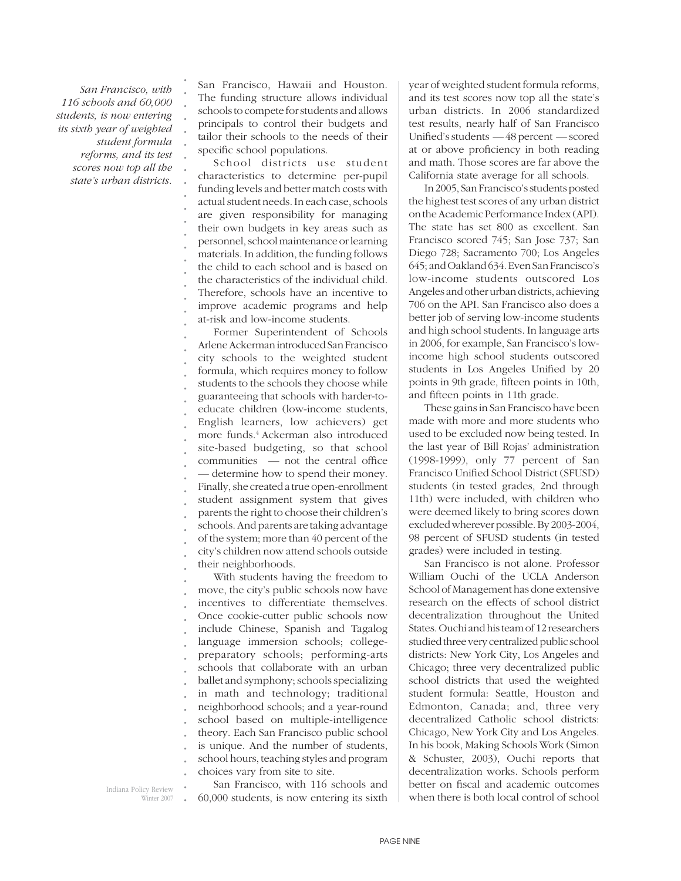*San Francisco, with 116 schools and 60,000 students, is now entering its sixth year of weighted student formula reforms, and its test scores now top all the state's urban districts.*

San Francisco, Hawaii and Houston. The funding structure allows individual schools to compete for students and allows principals to control their budgets and tailor their schools to the needs of their specific school populations.

School districts use student characteristics to determine per-pupil funding levels and better match costs with actual student needs. In each case, schools are given responsibility for managing their own budgets in key areas such as personnel, school maintenance or learning materials. In addition, the funding follows the child to each school and is based on the characteristics of the individual child. Therefore, schools have an incentive to improve academic programs and help at-risk and low-income students.

Former Superintendent of Schools Arlene Ackerman introduced San Francisco city schools to the weighted student formula, which requires money to follow students to the schools they choose while guaranteeing that schools with harder-to-educate children (low-income students, English learners, low achievers) get more funds.[4] Ackerman also introduced site-based budgeting, so that school communities — not the central office — determine how to spend their money. Finally, she created a true open-enrollment student assignment system that gives parents the right to choose their children's schools. And parents are taking advantage of the system; more than 40 percent of the city's children now attend schools outside their neighborhoods.

With students having the freedom to move, the city's public schools now have incentives to differentiate themselves. Once cookie-cutter public schools now include Chinese, Spanish and Tagalog language immersion schools; college-preparatory schools; performing-arts schools that collaborate with an urban ballet and symphony; schools specializing in math and technology; traditional neighborhood schools; and a year-round school based on multiple-intelligence theory. Each San Francisco public school is unique. And the number of students, school hours, teaching styles and program choices vary from site to site.

San Francisco, with 116 schools and 60,000 students, is now entering its sixth year of weighted student formula reforms, and its test scores now top all the state's urban districts. In 2006 standardized test results, nearly half of San Francisco Unified's students — 48 percent — scored at or above proficiency in both reading and math. Those scores are far above the California state average for all schools.

In 2005, San Francisco's students posted the highest test scores of any urban district on the Academic Performance Index (API). The state has set 800 as excellent. San Francisco scored 745; San Jose 737; San Diego 728; Sacramento 700; Los Angeles 645; and Oakland 634. Even San Francisco's low-income students outscored Los Angeles and other urban districts, achieving 706 on the API. San Francisco also does a better job of serving low-income students and high school students. In language arts in 2006, for example, San Francisco's low-income high school students outscored students in Los Angeles Unified by 20 points in 9th grade, fifteen points in 10th, and fifteen points in 11th grade.

These gains in San Francisco have been made with more and more students who used to be excluded now being tested. In the last year of Bill Rojas' administration (1998-1999), only 77 percent of San Francisco Unified School District (SFUSD) students (in tested grades, 2nd through 11th) were included, with children who were deemed likely to bring scores down excluded wherever possible. By 2003-2004, 98 percent of SFUSD students (in tested grades) were included in testing.

San Francisco is not alone. Professor William Ouchi of the UCLA Anderson School of Management has done extensive research on the effects of school district decentralization throughout the United States. Ouchi and his team of 12 researchers studied three very centralized public school districts: New York City, Los Angeles and Chicago; three very decentralized public school districts that used the weighted student formula: Seattle, Houston and Edmonton, Canada; and, three very decentralized Catholic school districts: Chicago, New York City and Los Angeles. In his book, Making Schools Work (Simon & Schuster, 2003), Ouchi reports that decentralization works. Schools perform better on fiscal and academic outcomes when there is both local control of school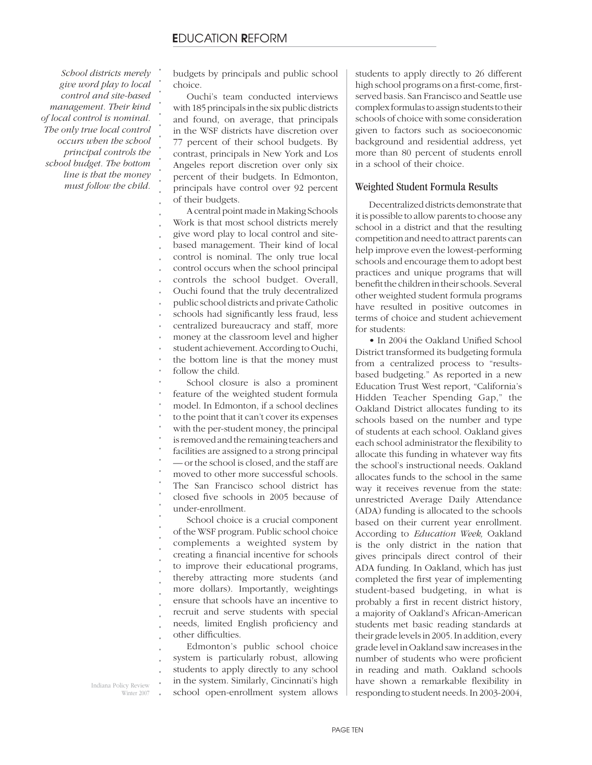budgets by principals and public school choice.

Ouchi's team conducted interviews with 185 principals in the six public districts and found, on average, that principals in the WSF districts have discretion over 77 percent of their school budgets. By contrast, principals in New York and Los Angeles report discretion over only six percent of their budgets. In Edmonton, principals have control over 92 percent of their budgets.

*School districts merely give word play to local control and site-based management. Their kind of local control is nominal. The only true local control occurs when the school principal controls the school budget. The bottom line is that the money must follow the child.*

A central point made in Making Schools Work is that most school districts merely give word play to local control and site-based management. Their kind of local control is nominal. The only true local control occurs when the school principal controls the school budget. Overall, Ouchi found that the truly decentralized public school districts and private Catholic schools had significantly less fraud, less centralized bureaucracy and staff, more money at the classroom level and higher student achievement. According to Ouchi, the bottom line is that the money must follow the child.

School closure is also a prominent feature of the weighted student formula model. In Edmonton, if a school declines to the point that it can't cover its expenses with the per-student money, the principal is removed and the remaining teachers and facilities are assigned to a strong principal — or the school is closed, and the staff are moved to other more successful schools. The San Francisco school district has closed five schools in 2005 because of under-enrollment.

School choice is a crucial component of the WSF program. Public school choice complements a weighted system by creating a financial incentive for schools to improve their educational programs, thereby attracting more students (and more dollars). Importantly, weightings ensure that schools have an incentive to recruit and serve students with special needs, limited English proficiency and other difficulties.

Edmonton's public school choice system is particularly robust, allowing students to apply directly to any school in the system. Similarly, Cincinnati's high school open-enrollment system allows students to apply directly to 26 different high school programs on a first-come, first-served basis. San Francisco and Seattle use complex formulas to assign students to their schools of choice with some consideration given to factors such as socioeconomic background and residential address, yet more than 80 percent of students enroll in a school of their choice.

## Weighted Student Formula Results

Decentralized districts demonstrate that it is possible to allow parents to choose any school in a district and that the resulting competition and need to attract parents can help improve even the lowest-performing schools and encourage them to adopt best practices and unique programs that will benefit the children in their schools. Several other weighted student formula programs have resulted in positive outcomes in terms of choice and student achievement for students:

• In 2004 the Oakland Unified School District transformed its budgeting formula from a centralized process to "results-based budgeting." As reported in a new Education Trust West report, "California's Hidden Teacher Spending Gap," the Oakland District allocates funding to its schools based on the number and type of students at each school. Oakland gives each school administrator the flexibility to allocate this funding in whatever way fits the school's instructional needs. Oakland allocates funds to the school in the same way it receives revenue from the state: unrestricted Average Daily Attendance (ADA) funding is allocated to the schools based on their current year enrollment. According to *Education Week,* Oakland is the only district in the nation that gives principals direct control of their ADA funding. In Oakland, which has just completed the first year of implementing student-based budgeting, in what is probably a first in recent district history, a majority of Oakland's African-American students met basic reading standards at their grade levels in 2005. In addition, every grade level in Oakland saw increases in the number of students who were proficient in reading and math. Oakland schools have shown a remarkable flexibility in responding to student needs. In 2003-2004,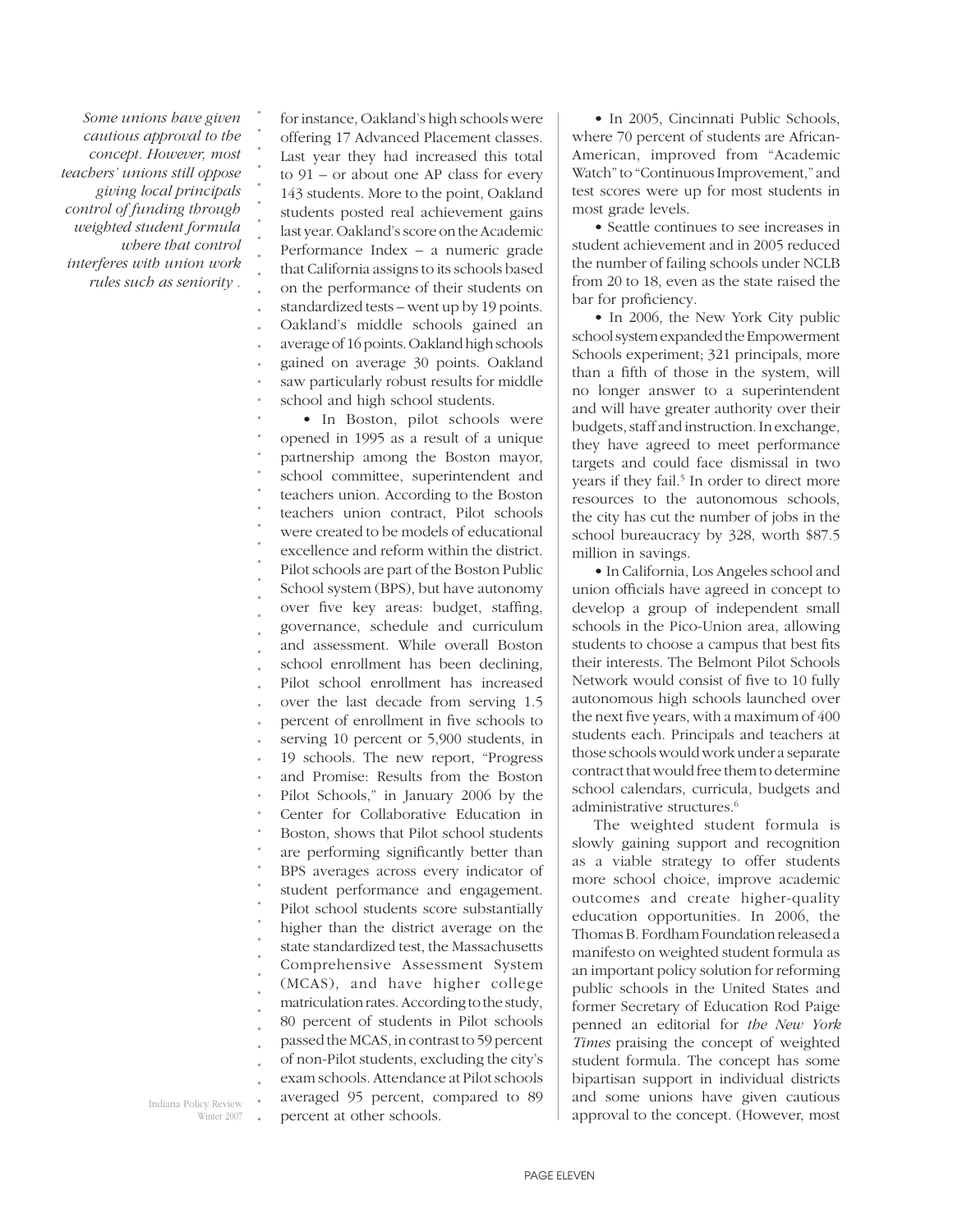*Some unions have given cautious approval to the concept. However, most teachers' unions still oppose giving local principals control of funding through weighted student formula where that control interferes with union work rules such as seniority .*

for instance, Oakland's high schools were offering 17 Advanced Placement classes. Last year they had increased this total to 91 – or about one AP class for every 143 students. More to the point, Oakland students posted real achievement gains last year. Oakland's score on the Academic Performance Index – a numeric grade that California assigns to its schools based on the performance of their students on standardized tests – went up by 19 points. Oakland's middle schools gained an average of 16 points. Oakland high schools gained on average 30 points. Oakland saw particularly robust results for middle school and high school students.

• In Boston, pilot schools were opened in 1995 as a result of a unique partnership among the Boston mayor, school committee, superintendent and teachers union. According to the Boston teachers union contract, Pilot schools were created to be models of educational excellence and reform within the district. Pilot schools are part of the Boston Public School system (BPS), but have autonomy over five key areas: budget, staffing, governance, schedule and curriculum and assessment. While overall Boston school enrollment has been declining, Pilot school enrollment has increased over the last decade from serving 1.5 percent of enrollment in five schools to serving 10 percent or 5,900 students, in 19 schools. The new report, "Progress and Promise: Results from the Boston Pilot Schools," in January 2006 by the Center for Collaborative Education in Boston, shows that Pilot school students are performing significantly better than BPS averages across every indicator of student performance and engagement. Pilot school students score substantially higher than the district average on the state standardized test, the Massachusetts Comprehensive Assessment System (MCAS), and have higher college matriculation rates. According to the study, 80 percent of students in Pilot schools passed the MCAS, in contrast to 59 percent of non-Pilot students, excluding the city's exam schools. Attendance at Pilot schools averaged 95 percent, compared to 89 percent at other schools.

• In 2005, Cincinnati Public Schools, where 70 percent of students are African-American, improved from "Academic Watch" to "Continuous Improvement," and test scores were up for most students in most grade levels.

• Seattle continues to see increases in student achievement and in 2005 reduced the number of failing schools under NCLB from 20 to 18, even as the state raised the bar for proficiency.

• In 2006, the New York City public school system expanded the Empowerment Schools experiment; 321 principals, more than a fifth of those in the system, will no longer answer to a superintendent and will have greater authority over their budgets, staff and instruction. In exchange, they have agreed to meet performance targets and could face dismissal in two years if they fail.[5] In order to direct more resources to the autonomous schools, the city has cut the number of jobs in the school bureaucracy by 328, worth $87.5 million in savings.

• In California, Los Angeles school and union officials have agreed in concept to develop a group of independent small schools in the Pico-Union area, allowing students to choose a campus that best fits their interests. The Belmont Pilot Schools Network would consist of five to 10 fully autonomous high schools launched over the next five years, with a maximum of 400 students each. Principals and teachers at those schools would work under a separate contract that would free them to determine school calendars, curricula, budgets and administrative structures.[6]

The weighted student formula is slowly gaining support and recognition as a viable strategy to offer students more school choice, improve academic outcomes and create higher-quality education opportunities. In 2006, the Thomas B. Fordham Foundation released a manifesto on weighted student formula as an important policy solution for reforming public schools in the United States and former Secretary of Education Rod Paige penned an editorial for *the New York Times* praising the concept of weighted student formula. The concept has some bipartisan support in individual districts and some unions have given cautious approval to the concept. (However, most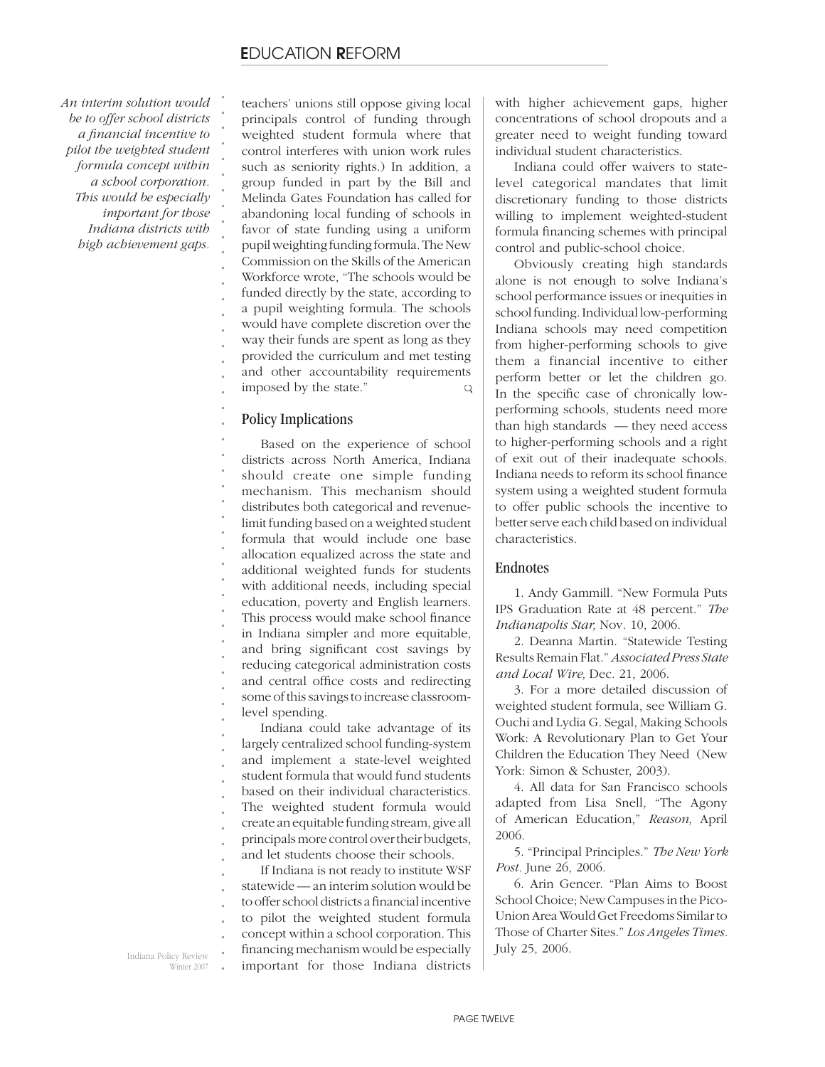*An interim solution would be to offer school districts a financial incentive to pilot the weighted student formula concept within a school corporation. This would be especially important for those Indiana districts with high achievement gaps.*

teachers' unions still oppose giving local principals control of funding through weighted student formula where that control interferes with union work rules such as seniority rights.) In addition, a group funded in part by the Bill and Melinda Gates Foundation has called for abandoning local funding of schools in favor of state funding using a uniform pupil weighting funding formula. The New Commission on the Skills of the American Workforce wrote, "The schools would be funded directly by the state, according to a pupil weighting formula. The schools would have complete discretion over the way their funds are spent as long as they provided the curriculum and met testing and other accountability requirements imposed by the state."

## Policy Implications

Based on the experience of school districts across North America, Indiana should create one simple funding mechanism. This mechanism should distributes both categorical and revenue-limit funding based on a weighted student formula that would include one base allocation equalized across the state and additional weighted funds for students with additional needs, including special education, poverty and English learners. This process would make school finance in Indiana simpler and more equitable, and bring significant cost savings by reducing categorical administration costs and central office costs and redirecting some of this savings to increase classroom-level spending.

Indiana could take advantage of its largely centralized school funding-system and implement a state-level weighted student formula that would fund students based on their individual characteristics. The weighted student formula would create an equitable funding stream, give all principals more control over their budgets, and let students choose their schools.

If Indiana is not ready to institute WSF statewide — an interim solution would be to offer school districts a financial incentive to pilot the weighted student formula concept within a school corporation. This financing mechanism would be especially important for those Indiana districts with higher achievement gaps, higher concentrations of school dropouts and a greater need to weight funding toward individual student characteristics.

Indiana could offer waivers to state-level categorical mandates that limit discretionary funding to those districts willing to implement weighted-student formula financing schemes with principal control and public-school choice.

Obviously creating high standards alone is not enough to solve Indiana's school performance issues or inequities in school funding. Individual low-performing Indiana schools may need competition from higher-performing schools to give them a financial incentive to either perform better or let the children go. In the specific case of chronically low-performing schools, students need more than high standards — they need access to higher-performing schools and a right of exit out of their inadequate schools. Indiana needs to reform its school finance system using a weighted student formula to offer public schools the incentive to better serve each child based on individual characteristics.

## Endnotes

1. Andy Gammill. "New Formula Puts IPS Graduation Rate at 48 percent." *The Indianapolis Star,* Nov. 10, 2006.

2. Deanna Martin. "Statewide Testing Results Remain Flat." *Associated Press State and Local Wire,* Dec. 21, 2006.

3. For a more detailed discussion of weighted student formula, see William G. Ouchi and Lydia G. Segal, Making Schools Work: A Revolutionary Plan to Get Your Children the Education They Need (New York: Simon & Schuster, 2003).

4. All data for San Francisco schools adapted from Lisa Snell, "The Agony of American Education," *Reason,* April 2006.

5. "Principal Principles." *The New York Post*. June 26, 2006.

6. Arin Gencer. "Plan Aims to Boost School Choice; New Campuses in the Pico-Union Area Would Get Freedoms Similar to Those of Charter Sites." *Los Angeles Times*. July 25, 2006.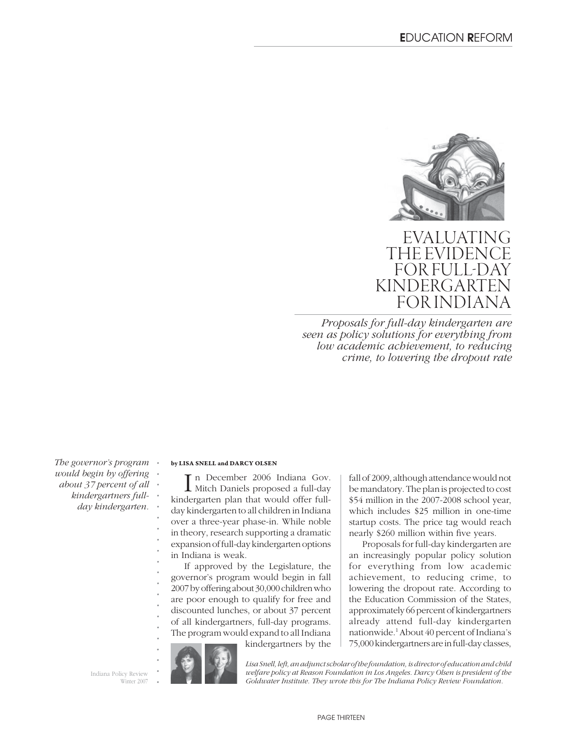# EVALUATING THE EVIDENCE FOR FULL-DAY KINDERGARTEN FOR INDIANA

*Proposals for full-day kindergarten are seen as policy solutions for everything from low academic achievement, to reducing crime, to lowering the dropout rate*

*The governor's program would begin by offering about 37 percent of all kindergartners full-day kindergarten.*

**by LISA SNELL and DARCY OLSEN**

In December 2006 Indiana Gov. Mitch Daniels proposed a full-day kindergarten plan that would offer full-day kindergarten to all children in Indiana over a three-year phase-in. While noble in theory, research supporting a dramatic expansion of full-day kindergarten options in Indiana is weak.

If approved by the Legislature, the governor's program would begin in fall 2007 by offering about 30,000 children who are poor enough to qualify for free and discounted lunches, or about 37 percent of all kindergartners, full-day programs. The program would expand to all Indiana kindergartners by the fall of 2009, although attendance would not be mandatory. The plan is projected to cost $54 million in the 2007-2008 school year, which includes $25 million in one-time startup costs. The price tag would reach nearly $260 million within five years.

Proposals for full-day kindergarten are an increasingly popular policy solution for everything from low academic achievement, to reducing crime, to lowering the dropout rate. According to the Education Commission of the States, approximately 66 percent of kindergartners already attend full-day kindergarten nationwide.[1] About 40 percent of Indiana's 75,000 kindergartners are in full-day classes,

*Lisa Snell, left, an adjunct scholar of the foundation, is director of education and child welfare policy at Reason Foundation in Los Angeles. Darcy Olsen is president of the Goldwater Institute. They wrote this for The Indiana Policy Review Foundation.*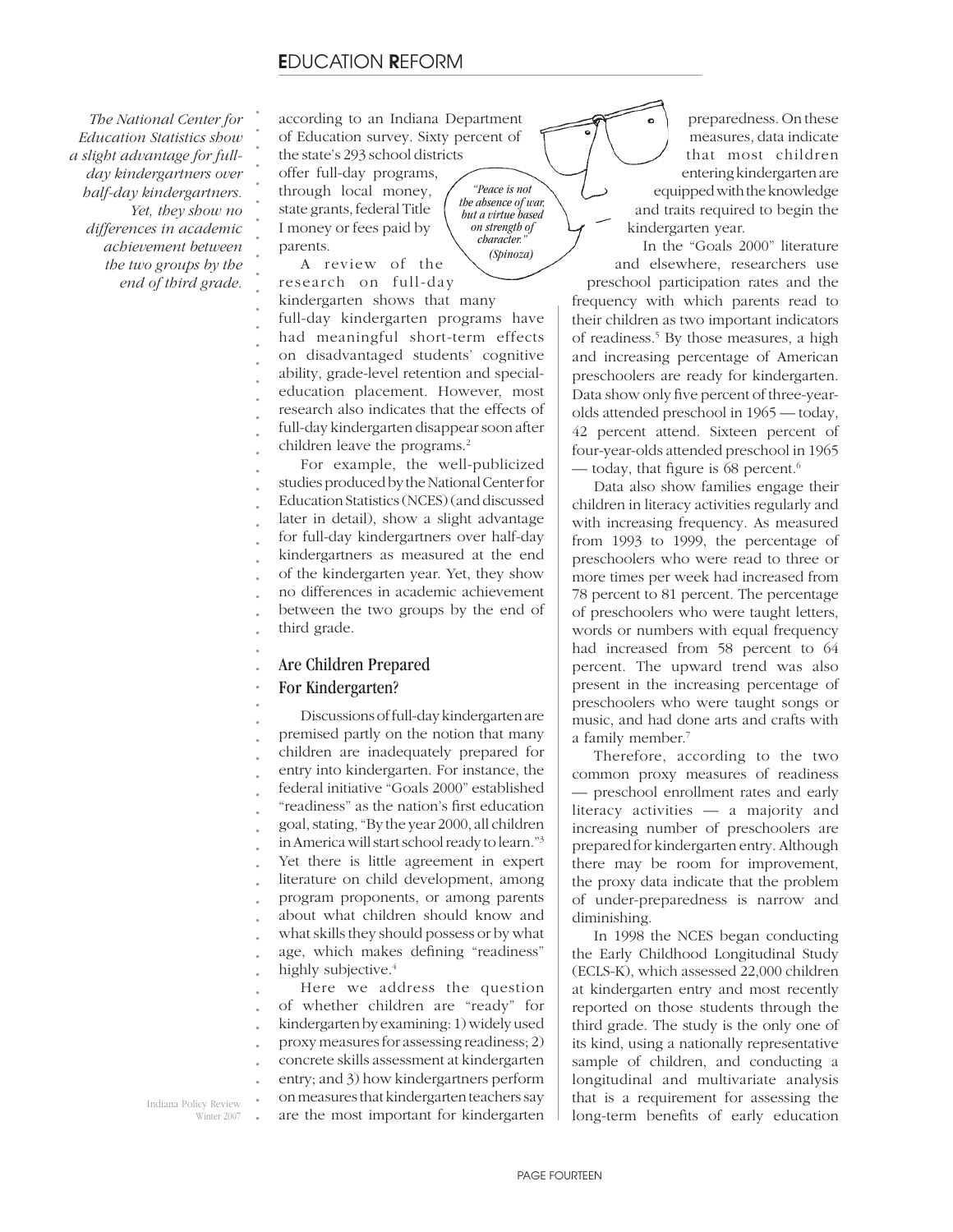*The National Center for Education Statistics show a slight advantage for full-day kindergartners over half-day kindergartners. Yet, they show no differences in academic achievement between the two groups by the end of third grade.*

according to an Indiana Department of Education survey. Sixty percent of the state's 293 school districts offer full-day programs, through local money, state grants, federal Title I money or fees paid by parents.

*"Peace is not the absence of war, but a virtue based on strength of character." (Spinoza)*

A review of the research on full-day kindergarten shows that many full-day kindergarten programs have had meaningful short-term effects on disadvantaged students' cognitive ability, grade-level retention and special-education placement. However, most research also indicates that the effects of full-day kindergarten disappear soon after children leave the programs.[2]

For example, the well-publicized studies produced by the National Center for Education Statistics (NCES) (and discussed later in detail), show a slight advantage for full-day kindergartners over half-day kindergartners as measured at the end of the kindergarten year. Yet, they show no differences in academic achievement between the two groups by the end of third grade.

## Are Children Prepared For Kindergarten?

Discussions of full-day kindergarten are premised partly on the notion that many children are inadequately prepared for entry into kindergarten. For instance, the federal initiative "Goals 2000" established "readiness" as the nation's first education goal, stating, "By the year 2000, all children in America will start school ready to learn."[3] Yet there is little agreement in expert literature on child development, among program proponents, or among parents about what children should know and what skills they should possess or by what age, which makes defining "readiness" highly subjective.[4]

Here we address the question of whether children are "ready" for kindergarten by examining: 1) widely used proxy measures for assessing readiness; 2) concrete skills assessment at kindergarten entry; and 3) how kindergartners perform on measures that kindergarten teachers say are the most important for kindergarten preparedness. On these measures, data indicate that most children entering kindergarten are equipped with the knowledge and traits required to begin the kindergarten year.

In the "Goals 2000" literature and elsewhere, researchers use preschool participation rates and the frequency with which parents read to their children as two important indicators of readiness.[5] By those measures, a high and increasing percentage of American preschoolers are ready for kindergarten. Data show only five percent of three-year-olds attended preschool in 1965 — today, 42 percent attend. Sixteen percent of four-year-olds attended preschool in 1965 — today, that figure is 68 percent.[6]

Data also show families engage their children in literacy activities regularly and with increasing frequency. As measured from 1993 to 1999, the percentage of preschoolers who were read to three or more times per week had increased from 78 percent to 81 percent. The percentage of preschoolers who were taught letters, words or numbers with equal frequency had increased from 58 percent to 64 percent. The upward trend was also present in the increasing percentage of preschoolers who were taught songs or music, and had done arts and crafts with a family member.[7]

Therefore, according to the two common proxy measures of readiness — preschool enrollment rates and early literacy activities — a majority and increasing number of preschoolers are prepared for kindergarten entry. Although there may be room for improvement, the proxy data indicate that the problem of under-preparedness is narrow and diminishing.

In 1998 the NCES began conducting the Early Childhood Longitudinal Study (ECLS-K), which assessed 22,000 children at kindergarten entry and most recently reported on those students through the third grade. The study is the only one of its kind, using a nationally representative sample of children, and conducting a longitudinal and multivariate analysis that is a requirement for assessing the long-term benefits of early education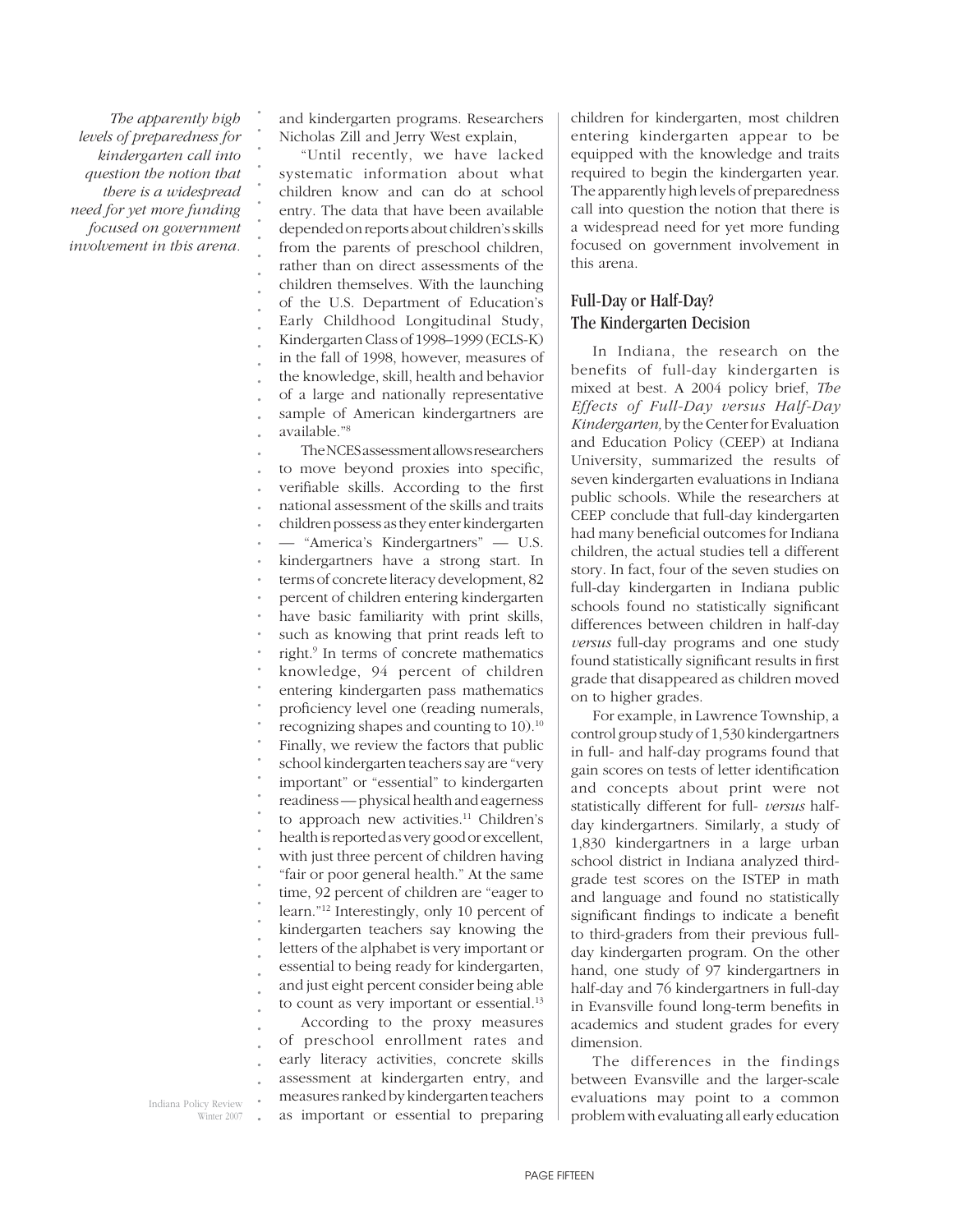*The apparently high levels of preparedness for kindergarten call into question the notion that there is a widespread need for yet more funding focused on government involvement in this arena.*

and kindergarten programs. Researchers Nicholas Zill and Jerry West explain,

"Until recently, we have lacked systematic information about what children know and can do at school entry. The data that have been available depended on reports about children's skills from the parents of preschool children, rather than on direct assessments of the children themselves. With the launching of the U.S. Department of Education's Early Childhood Longitudinal Study, Kindergarten Class of 1998–1999 (ECLS-K) in the fall of 1998, however, measures of the knowledge, skill, health and behavior of a large and nationally representative sample of American kindergartners are available."[8]

The NCES assessment allows researchers to move beyond proxies into specific, verifiable skills. According to the first national assessment of the skills and traits children possess as they enter kindergarten — "America's Kindergartners" — U.S. kindergartners have a strong start. In terms of concrete literacy development, 82 percent of children entering kindergarten have basic familiarity with print skills, such as knowing that print reads left to right.[9] In terms of concrete mathematics knowledge, 94 percent of children entering kindergarten pass mathematics proficiency level one (reading numerals, recognizing shapes and counting to 10).[10] Finally, we review the factors that public school kindergarten teachers say are "very important" or "essential" to kindergarten readiness — physical health and eagerness to approach new activities.[11] Children's health is reported as very good or excellent, with just three percent of children having "fair or poor general health." At the same time, 92 percent of children are "eager to learn."[12] Interestingly, only 10 percent of kindergarten teachers say knowing the letters of the alphabet is very important or essential to being ready for kindergarten, and just eight percent consider being able to count as very important or essential.[13]

According to the proxy measures of preschool enrollment rates and early literacy activities, concrete skills assessment at kindergarten entry, and measures ranked by kindergarten teachers as important or essential to preparing children for kindergarten, most children entering kindergarten appear to be equipped with the knowledge and traits required to begin the kindergarten year. The apparently high levels of preparedness call into question the notion that there is a widespread need for yet more funding focused on government involvement in this arena.

## Full-Day or Half-Day? The Kindergarten Decision

In Indiana, the research on the benefits of full-day kindergarten is mixed at best. A 2004 policy brief, *The Effects of Full-Day versus Half-Day Kindergarten,* by the Center for Evaluation and Education Policy (CEEP) at Indiana University, summarized the results of seven kindergarten evaluations in Indiana public schools. While the researchers at CEEP conclude that full-day kindergarten had many beneficial outcomes for Indiana children, the actual studies tell a different story. In fact, four of the seven studies on full-day kindergarten in Indiana public schools found no statistically significant differences between children in half-day *versus* full-day programs and one study found statistically significant results in first grade that disappeared as children moved on to higher grades.

For example, in Lawrence Township, a control group study of 1,530 kindergartners in full- and half-day programs found that gain scores on tests of letter identification and concepts about print were not statistically different for full- *versus* half-day kindergartners. Similarly, a study of 1,830 kindergartners in a large urban school district in Indiana analyzed third-grade test scores on the ISTEP in math and language and found no statistically significant findings to indicate a benefit to third-graders from their previous full-day kindergarten program. On the other hand, one study of 97 kindergartners in half-day and 76 kindergartners in full-day in Evansville found long-term benefits in academics and student grades for every dimension.

The differences in the findings between Evansville and the larger-scale evaluations may point to a common problem with evaluating all early education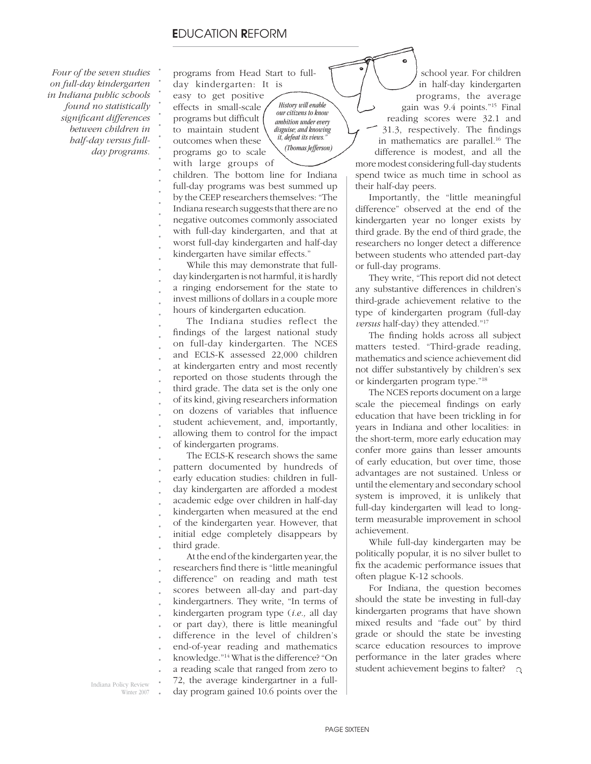*Four of the seven studies on full-day kindergarten in Indiana public schools found no statistically significant differences between children in half-day versus full-day programs.*

programs from Head Start to full-day kindergarten: It is easy to get positive effects in small-scale programs but difficult to maintain student outcomes when these programs go to scale with large groups of children. The bottom line for Indiana full-day programs was best summed up by the CEEP researchers themselves: "The Indiana research suggests that there are no negative outcomes commonly associated with full-day kindergarten, and that at worst full-day kindergarten and half-day kindergarten have similar effects."

*History will enable our citizens to know ambition under every disguise; and knowing it, defeat its views." (Thomas Jefferson)*

While this may demonstrate that full-day kindergarten is not harmful, it is hardly a ringing endorsement for the state to invest millions of dollars in a couple more hours of kindergarten education.

The Indiana studies reflect the findings of the largest national study on full-day kindergarten. The NCES and ECLS-K assessed 22,000 children at kindergarten entry and most recently reported on those students through the third grade. The data set is the only one of its kind, giving researchers information on dozens of variables that influence student achievement, and, importantly, allowing them to control for the impact of kindergarten programs.

The ECLS-K research shows the same pattern documented by hundreds of early education studies: children in full-day kindergarten are afforded a modest academic edge over children in half-day kindergarten when measured at the end of the kindergarten year. However, that initial edge completely disappears by third grade.

At the end of the kindergarten year, the researchers find there is "little meaningful difference" on reading and math test scores between all-day and part-day kindergartners. They write, "In terms of kindergarten program type (*i.e.,* all day or part day), there is little meaningful difference in the level of children's end-of-year reading and mathematics knowledge."[14] What is the difference? "On a reading scale that ranged from zero to 72, the average kindergartner in a full-day program gained 10.6 points over the school year. For children in half-day kindergarten programs, the average gain was 9.4 points."[15] Final reading scores were 32.1 and 31.3, respectively. The findings in mathematics are parallel.[16] The difference is modest, and all the more modest considering full-day students spend twice as much time in school as their half-day peers.

Importantly, the "little meaningful difference" observed at the end of the kindergarten year no longer exists by third grade. By the end of third grade, the researchers no longer detect a difference between students who attended part-day or full-day programs.

They write, "This report did not detect any substantive differences in children's third-grade achievement relative to the type of kindergarten program (full-day *versus* half-day) they attended."[17]

The finding holds across all subject matters tested. "Third-grade reading, mathematics and science achievement did not differ substantively by children's sex or kindergarten program type."[18]

The NCES reports document on a large scale the piecemeal findings on early education that have been trickling in for years in Indiana and other localities: in the short-term, more early education may confer more gains than lesser amounts of early education, but over time, those advantages are not sustained. Unless or until the elementary and secondary school system is improved, it is unlikely that full-day kindergarten will lead to long-term measurable improvement in school achievement.

While full-day kindergarten may be politically popular, it is no silver bullet to fix the academic performance issues that often plague K-12 schools.

For Indiana, the question becomes should the state be investing in full-day kindergarten programs that have shown mixed results and "fade out" by third grade or should the state be investing scarce education resources to improve performance in the later grades where student achievement begins to falter?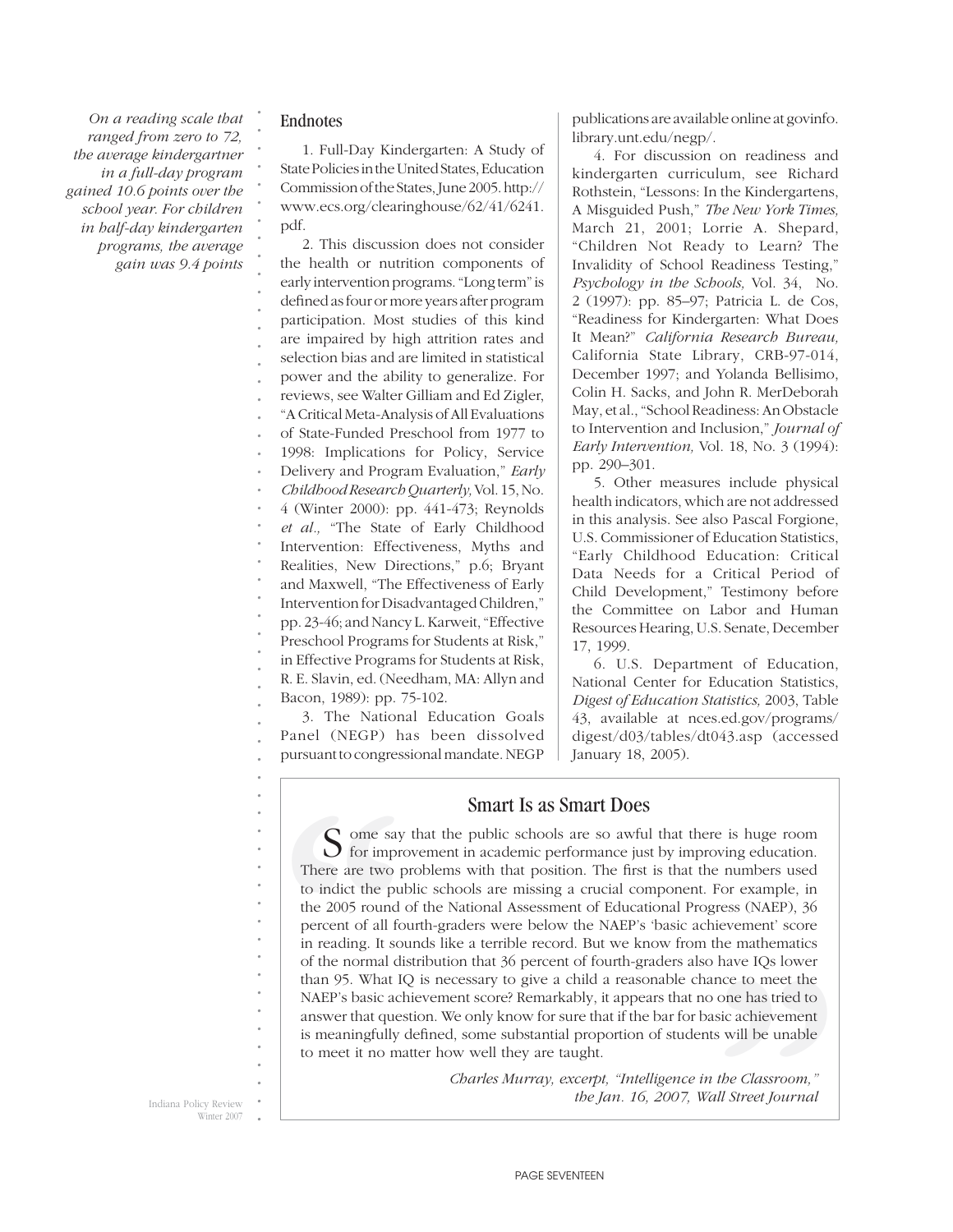*On a reading scale that ranged from zero to 72, the average kindergartner in a full-day program gained 10.6 points over the school year. For children in half-day kindergarten programs, the average gain was 9.4 points*

## Endnotes

1. Full-Day Kindergarten: A Study of State Policies in the United States, Education Commission of the States, June 2005. http://www.ecs.org/clearinghouse/62/41/6241.pdf.

2. This discussion does not consider the health or nutrition components of early intervention programs. "Long term" is defined as four or more years after program participation. Most studies of this kind are impaired by high attrition rates and selection bias and are limited in statistical power and the ability to generalize. For reviews, see Walter Gilliam and Ed Zigler, "A Critical Meta-Analysis of All Evaluations of State-Funded Preschool from 1977 to 1998: Implications for Policy, Service Delivery and Program Evaluation," *Early Childhood Research Quarterly*, Vol. 15, No. 4 (Winter 2000): pp. 441-473; Reynolds *et al.,* "The State of Early Childhood Intervention: Effectiveness, Myths and Realities, New Directions," p.6; Bryant and Maxwell, "The Effectiveness of Early Intervention for Disadvantaged Children," pp. 23-46; and Nancy L. Karweit, "Effective Preschool Programs for Students at Risk," in Effective Programs for Students at Risk, R. E. Slavin, ed. (Needham, MA: Allyn and Bacon, 1989): pp. 75-102.

3. The National Education Goals Panel (NEGP) has been dissolved pursuant to congressional mandate. NEGP publications are available online at govinfo.library.unt.edu/negp/.

4. For discussion on readiness and kindergarten curriculum, see Richard Rothstein, "Lessons: In the Kindergartens, A Misguided Push," *The New York Times,* March 21, 2001; Lorrie A. Shepard, "Children Not Ready to Learn? The Invalidity of School Readiness Testing," *Psychology in the Schools,* Vol. 34, No. 2 (1997): pp. 85–97; Patricia L. de Cos, "Readiness for Kindergarten: What Does It Mean?" *California Research Bureau,* California State Library, CRB-97-014, December 1997; and Yolanda Bellisimo, Colin H. Sacks, and John R. MerDeborah May, et al., "School Readiness: An Obstacle to Intervention and Inclusion," *Journal of Early Intervention,* Vol. 18, No. 3 (1994): pp. 290–301.

5. Other measures include physical health indicators, which are not addressed in this analysis. See also Pascal Forgione, U.S. Commissioner of Education Statistics, "Early Childhood Education: Critical Data Needs for a Critical Period of Child Development," Testimony before the Committee on Labor and Human Resources Hearing, U.S. Senate, December 17, 1999.

6. U.S. Department of Education, National Center for Education Statistics, *Digest of Education Statistics,* 2003, Table 43, available at nces.ed.gov/programs/digest/d03/tables/dt043.asp (accessed January 18, 2005).

### Smart Is as Smart Does

Some say that the public schools are so awful that there is huge room for improvement in academic performance just by improving education. There are two problems with that position. The first is that the numbers used to indict the public schools are missing a crucial component. For example, in the 2005 round of the National Assessment of Educational Progress (NAEP), 36 percent of all fourth-graders were below the NAEP's 'basic achievement' score in reading. It sounds like a terrible record. But we know from the mathematics of the normal distribution that 36 percent of fourth-graders also have IQs lower than 95. What IQ is necessary to give a child a reasonable chance to meet the NAEP's basic achievement score? Remarkably, it appears that no one has tried to answer that question. We only know for sure that if the bar for basic achievement is meaningfully defined, some substantial proportion of students will be unable to meet it no matter how well they are taught.

*Charles Murray, excerpt, "Intelligence in the Classroom," the Jan. 16, 2007, Wall Street Journal*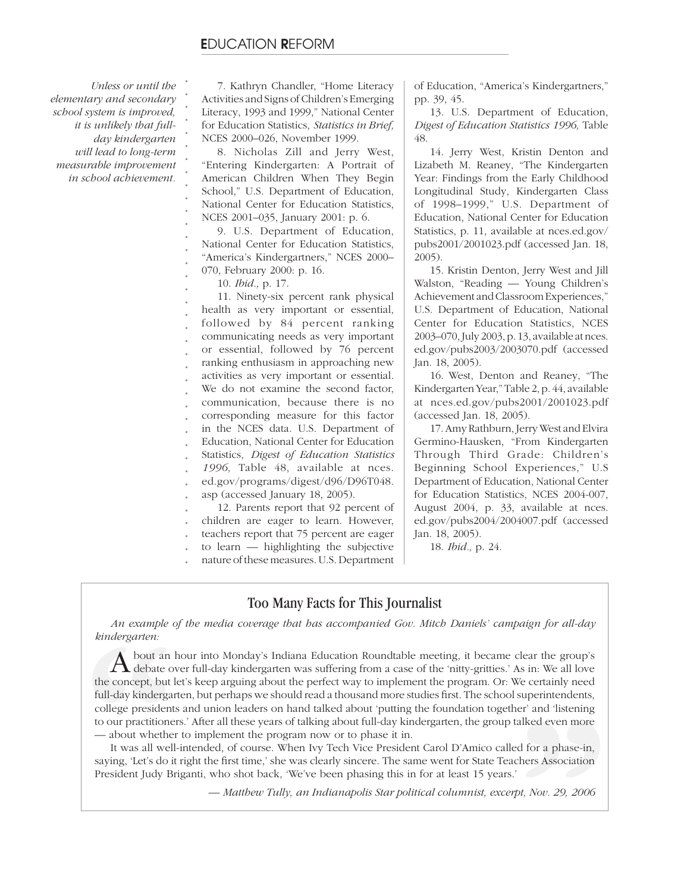*Unless or until the elementary and secondary school system is improved, it is unlikely that full-day kindergarten will lead to long-term measurable improvement in school achievement.*

7. Kathryn Chandler, "Home Literacy Activities and Signs of Children's Emerging Literacy, 1993 and 1999," National Center for Education Statistics, *Statistics in Brief,* NCES 2000–026, November 1999.

8. Nicholas Zill and Jerry West, "Entering Kindergarten: A Portrait of American Children When They Begin School," U.S. Department of Education, National Center for Education Statistics, NCES 2001–035, January 2001: p. 6.

9. U.S. Department of Education, National Center for Education Statistics, "America's Kindergartners," NCES 2000–070, February 2000: p. 16.

10. *Ibid.,* p. 17.

11. Ninety-six percent rank physical health as very important or essential, followed by 84 percent ranking communicating needs as very important or essential, followed by 76 percent ranking enthusiasm in approaching new activities as very important or essential. We do not examine the second factor, communication, because there is no corresponding measure for this factor in the NCES data. U.S. Department of Education, National Center for Education Statistics, *Digest of Education Statistics 1996,* Table 48, available at nces.ed.gov/programs/digest/d96/D96T048.asp (accessed January 18, 2005).

12. Parents report that 92 percent of children are eager to learn. However, teachers report that 75 percent are eager to learn — highlighting the subjective nature of these measures. U.S. Department of Education, "America's Kindergartners," pp. 39, 45.

13. U.S. Department of Education, *Digest of Education Statistics 1996,* Table 48.

14. Jerry West, Kristin Denton and Lizabeth M. Reaney, "The Kindergarten Year: Findings from the Early Childhood Longitudinal Study, Kindergarten Class of 1998–1999," U.S. Department of Education, National Center for Education Statistics, p. 11, available at nces.ed.gov/pubs2001/2001023.pdf (accessed Jan. 18, 2005).

15. Kristin Denton, Jerry West and Jill Walston, "Reading — Young Children's Achievement and Classroom Experiences," U.S. Department of Education, National Center for Education Statistics, NCES 2003–070, July 2003, p. 13, available at nces.ed.gov/pubs2003/2003070.pdf (accessed Jan. 18, 2005).

16. West, Denton and Reaney, "The Kindergarten Year," Table 2, p. 44, available at nces.ed.gov/pubs2001/2001023.pdf (accessed Jan. 18, 2005).

17. Amy Rathburn, Jerry West and Elvira Germino-Hausken, "From Kindergarten Through Third Grade: Children's Beginning School Experiences," U.S Department of Education, National Center for Education Statistics, NCES 2004-007, August 2004, p. 33, available at nces.ed.gov/pubs2004/2004007.pdf (accessed Jan. 18, 2005).

18. *Ibid.,* p. 24.

## Too Many Facts for This Journalist

*An example of the media coverage that has accompanied Gov. Mitch Daniels' campaign for all-day kindergarten:*

About an hour into Monday's Indiana Education Roundtable meeting, it became clear the group's debate over full-day kindergarten was suffering from a case of the 'nitty-gritties.' As in: We all love the concept, but let's keep arguing about the perfect way to implement the program. Or: We certainly need full-day kindergarten, but perhaps we should read a thousand more studies first. The school superintendents, college presidents and union leaders on hand talked about 'putting the foundation together' and 'listening to our practitioners.' After all these years of talking about full-day kindergarten, the group talked even more — about whether to implement the program now or to phase it in.

It was all well-intended, of course. When Ivy Tech Vice President Carol D'Amico called for a phase-in, saying, 'Let's do it right the first time,' she was clearly sincere. The same went for State Teachers Association President Judy Briganti, who shot back, 'We've been phasing this in for at least 15 years.'

*— Matthew Tully, an Indianapolis Star political columnist, excerpt, Nov. 29, 2006*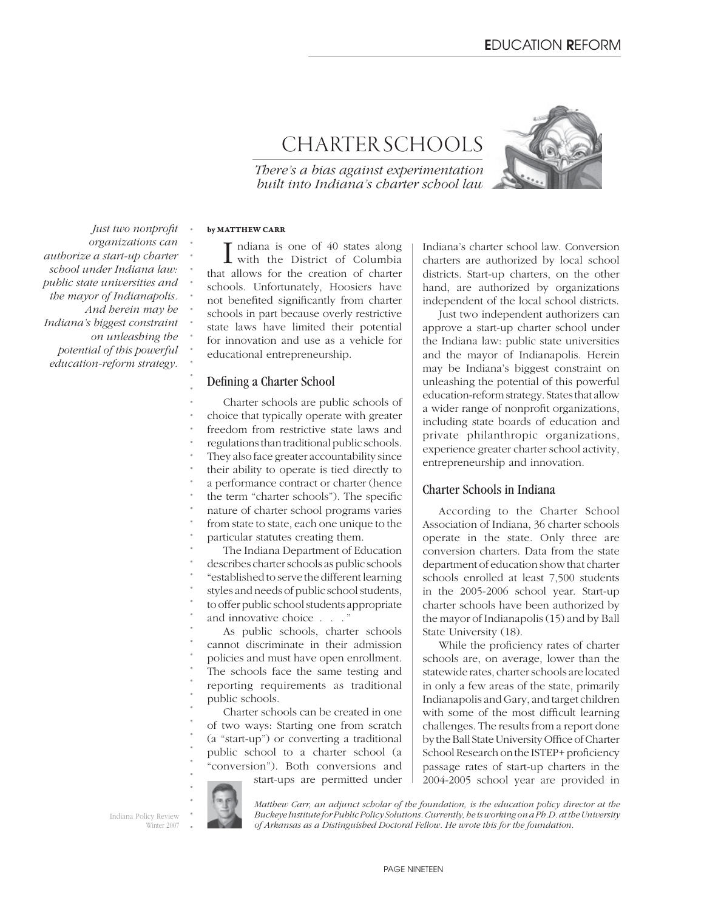# CHARTER SCHOOLS

*There's a bias against experimentation built into Indiana's charter school law*

*Just two nonprofit organizations can authorize a start-up charter school under Indiana law: public state universities and the mayor of Indianapolis. And herein may be Indiana's biggest constraint on unleashing the potential of this powerful education-reform strategy.*

**by MATTHEW CARR**

Indiana is one of 40 states along with the District of Columbia that allows for the creation of charter schools. Unfortunately, Hoosiers have not benefited significantly from charter schools in part because overly restrictive state laws have limited their potential for innovation and use as a vehicle for educational entrepreneurship.

## Defining a Charter School

Charter schools are public schools of choice that typically operate with greater freedom from restrictive state laws and regulations than traditional public schools. They also face greater accountability since their ability to operate is tied directly to a performance contract or charter (hence the term "charter schools"). The specific nature of charter school programs varies from state to state, each one unique to the particular statutes creating them.

The Indiana Department of Education describes charter schools as public schools "established to serve the different learning styles and needs of public school students, to offer public school students appropriate and innovative choice . . ."

As public schools, charter schools cannot discriminate in their admission policies and must have open enrollment. The schools face the same testing and reporting requirements as traditional public schools.

Charter schools can be created in one of two ways: Starting one from scratch (a "start-up") or converting a traditional public school to a charter school (a "conversion"). Both conversions and start-ups are permitted under Indiana's charter school law. Conversion charters are authorized by local school districts. Start-up charters, on the other hand, are authorized by organizations independent of the local school districts.

Just two independent authorizers can approve a start-up charter school under the Indiana law: public state universities and the mayor of Indianapolis. Herein may be Indiana's biggest constraint on unleashing the potential of this powerful education-reform strategy. States that allow a wider range of nonprofit organizations, including state boards of education and private philanthropic organizations, experience greater charter school activity, entrepreneurship and innovation.

## Charter Schools in Indiana

According to the Charter School Association of Indiana, 36 charter schools operate in the state. Only three are conversion charters. Data from the state department of education show that charter schools enrolled at least 7,500 students in the 2005-2006 school year. Start-up charter schools have been authorized by the mayor of Indianapolis (15) and by Ball State University (18).

While the proficiency rates of charter schools are, on average, lower than the statewide rates, charter schools are located in only a few areas of the state, primarily Indianapolis and Gary, and target children with some of the most difficult learning challenges. The results from a report done by the Ball State University Office of Charter School Research on the ISTEP+ proficiency passage rates of start-up charters in the 2004-2005 school year are provided in

*Matthew Carr, an adjunct scholar of the foundation, is the education policy director at the Buckeye Institute for Public Policy Solutions. Currently, he is working on a Ph.D. at the University of Arkansas as a Distinguished Doctoral Fellow. He wrote this for the foundation.*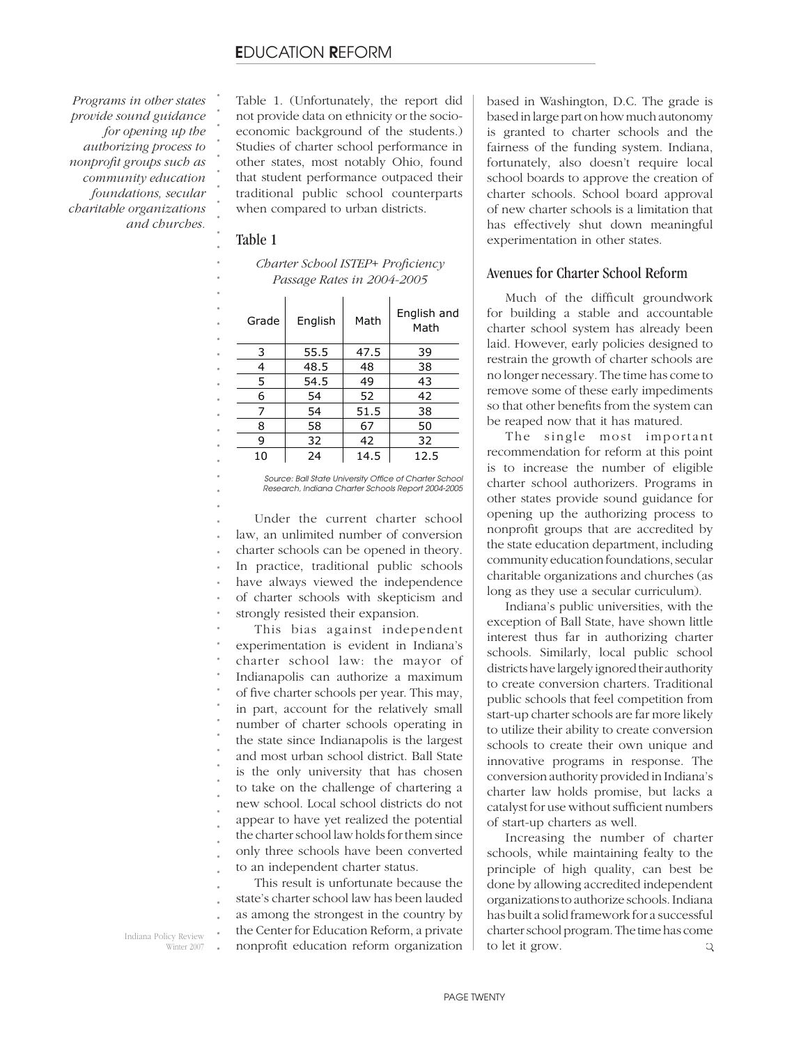*Programs in other states provide sound guidance for opening up the authorizing process to nonprofit groups such as community education foundations, secular charitable organizations and churches.*

Table 1. (Unfortunately, the report did not provide data on ethnicity or the socio-economic background of the students.) Studies of charter school performance in other states, most notably Ohio, found that student performance outpaced their traditional public school counterparts when compared to urban districts.

### Table 1

*Charter School ISTEP+ Proficiency Passage Rates in 2004-2005*

| Grade | English | Math | English and Math |
|---|---|---|---|
| 3 | 55.5 | 47.5 | 39 |
| 4 | 48.5 | 48 | 38 |
| 5 | 54.5 | 49 | 43 |
| 6 | 54 | 52 | 42 |
| 7 | 54 | 51.5 | 38 |
| 8 | 58 | 67 | 50 |
| 9 | 32 | 42 | 32 |
| 10 | 24 | 14.5 | 12.5 |

*Source: Ball State University Office of Charter School Research, Indiana Charter Schools Report 2004-2005*

Under the current charter school law, an unlimited number of conversion charter schools can be opened in theory. In practice, traditional public schools have always viewed the independence of charter schools with skepticism and strongly resisted their expansion.

This bias against independent experimentation is evident in Indiana's charter school law: the mayor of Indianapolis can authorize a maximum of five charter schools per year. This may, in part, account for the relatively small number of charter schools operating in the state since Indianapolis is the largest and most urban school district. Ball State is the only university that has chosen to take on the challenge of chartering a new school. Local school districts do not appear to have yet realized the potential the charter school law holds for them since only three schools have been converted to an independent charter status.

This result is unfortunate because the state's charter school law has been lauded as among the strongest in the country by the Center for Education Reform, a private nonprofit education reform organization based in Washington, D.C. The grade is based in large part on how much autonomy is granted to charter schools and the fairness of the funding system. Indiana, fortunately, also doesn't require local school boards to approve the creation of charter schools. School board approval of new charter schools is a limitation that has effectively shut down meaningful experimentation in other states.

### Avenues for Charter School Reform

Much of the difficult groundwork for building a stable and accountable charter school system has already been laid. However, early policies designed to restrain the growth of charter schools are no longer necessary. The time has come to remove some of these early impediments so that other benefits from the system can be reaped now that it has matured.

The single most important recommendation for reform at this point is to increase the number of eligible charter school authorizers. Programs in other states provide sound guidance for opening up the authorizing process to nonprofit groups that are accredited by the state education department, including community education foundations, secular charitable organizations and churches (as long as they use a secular curriculum).

Indiana's public universities, with the exception of Ball State, have shown little interest thus far in authorizing charter schools. Similarly, local public school districts have largely ignored their authority to create conversion charters. Traditional public schools that feel competition from start-up charter schools are far more likely to utilize their ability to create conversion schools to create their own unique and innovative programs in response. The conversion authority provided in Indiana's charter law holds promise, but lacks a catalyst for use without sufficient numbers of start-up charters as well.

Increasing the number of charter schools, while maintaining fealty to the principle of high quality, can best be done by allowing accredited independent organizations to authorize schools. Indiana has built a solid framework for a successful charter school program. The time has come to let it grow.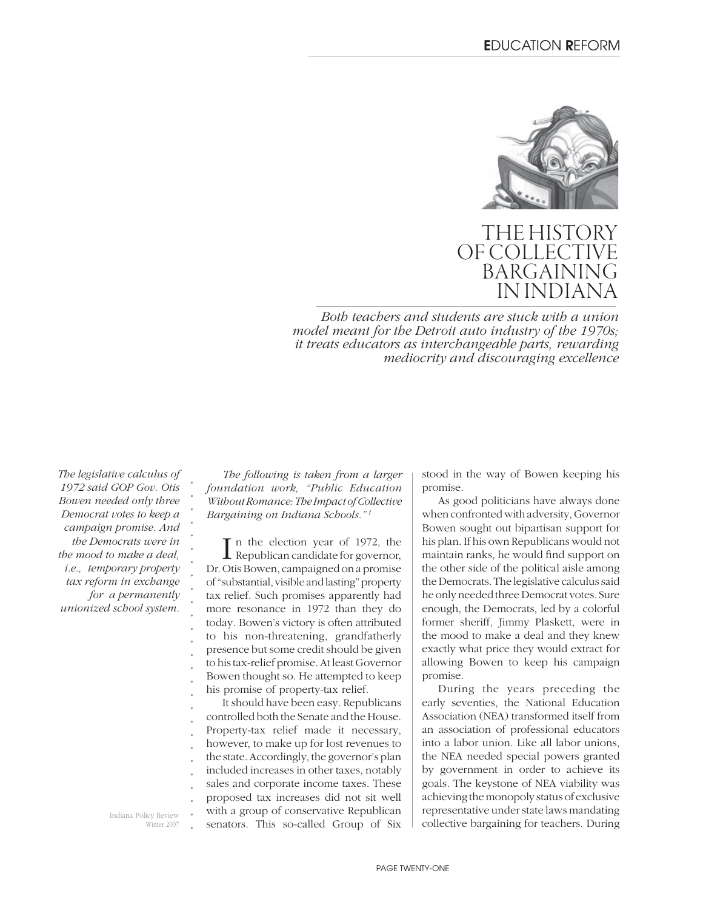# THE HISTORY OF COLLECTIVE BARGAINING IN INDIANA

*Both teachers and students are stuck with a union model meant for the Detroit auto industry of the 1970s; it treats educators as interchangeable parts, rewarding mediocrity and discouraging excellence*

*The legislative calculus of 1972 said GOP Gov. Otis Bowen needed only three Democrat votes to keep a campaign promise. And the Democrats were in the mood to make a deal, i.e., temporary property tax reform in exchange for a permanently unionized school system.*

*The following is taken from a larger foundation work, "Public Education Without Romance: The Impact of Collective Bargaining on Indiana Schools."* [1]

In the election year of 1972, the Republican candidate for governor, Dr. Otis Bowen, campaigned on a promise of "substantial, visible and lasting" property tax relief. Such promises apparently had more resonance in 1972 than they do today. Bowen's victory is often attributed to his non-threatening, grandfatherly presence but some credit should be given to his tax-relief promise. At least Governor Bowen thought so. He attempted to keep his promise of property-tax relief.

It should have been easy. Republicans controlled both the Senate and the House. Property-tax relief made it necessary, however, to make up for lost revenues to the state. Accordingly, the governor's plan included increases in other taxes, notably sales and corporate income taxes. These proposed tax increases did not sit well with a group of conservative Republican senators. This so-called Group of Six stood in the way of Bowen keeping his promise.

As good politicians have always done when confronted with adversity, Governor Bowen sought out bipartisan support for his plan. If his own Republicans would not maintain ranks, he would find support on the other side of the political aisle among the Democrats. The legislative calculus said he only needed three Democrat votes. Sure enough, the Democrats, led by a colorful former sheriff, Jimmy Plaskett, were in the mood to make a deal and they knew exactly what price they would extract for allowing Bowen to keep his campaign promise.

During the years preceding the early seventies, the National Education Association (NEA) transformed itself from an association of professional educators into a labor union. Like all labor unions, the NEA needed special powers granted by government in order to achieve its goals. The keystone of NEA viability was achieving the monopoly status of exclusive representative under state laws mandating collective bargaining for teachers. During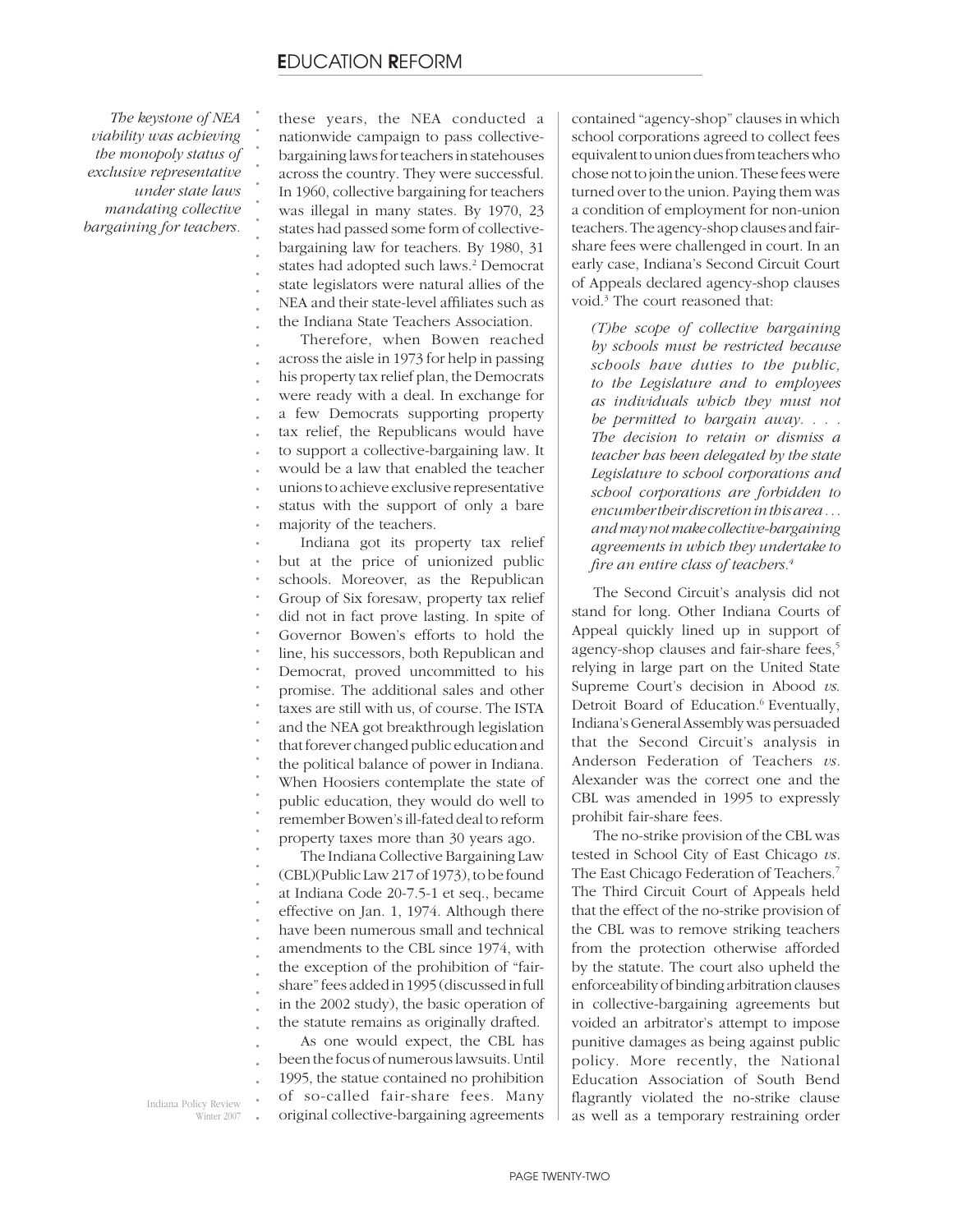*The keystone of NEA viability was achieving the monopoly status of exclusive representative under state laws mandating collective bargaining for teachers.*

these years, the NEA conducted a nationwide campaign to pass collective-bargaining laws for teachers in statehouses across the country. They were successful. In 1960, collective bargaining for teachers was illegal in many states. By 1970, 23 states had passed some form of collective-bargaining law for teachers. By 1980, 31 states had adopted such laws.[2] Democrat state legislators were natural allies of the NEA and their state-level affiliates such as the Indiana State Teachers Association.

Therefore, when Bowen reached across the aisle in 1973 for help in passing his property tax relief plan, the Democrats were ready with a deal. In exchange for a few Democrats supporting property tax relief, the Republicans would have to support a collective-bargaining law. It would be a law that enabled the teacher unions to achieve exclusive representative status with the support of only a bare majority of the teachers.

Indiana got its property tax relief but at the price of unionized public schools. Moreover, as the Republican Group of Six foresaw, property tax relief did not in fact prove lasting. In spite of Governor Bowen's efforts to hold the line, his successors, both Republican and Democrat, proved uncommitted to his promise. The additional sales and other taxes are still with us, of course. The ISTA and the NEA got breakthrough legislation that forever changed public education and the political balance of power in Indiana. When Hoosiers contemplate the state of public education, they would do well to remember Bowen's ill-fated deal to reform property taxes more than 30 years ago.

The Indiana Collective Bargaining Law (CBL)(Public Law 217 of 1973), to be found at Indiana Code 20-7.5-1 et seq., became effective on Jan. 1, 1974. Although there have been numerous small and technical amendments to the CBL since 1974, with the exception of the prohibition of "fair-share" fees added in 1995 (discussed in full in the 2002 study), the basic operation of the statute remains as originally drafted.

As one would expect, the CBL has been the focus of numerous lawsuits. Until 1995, the statue contained no prohibition of so-called fair-share fees. Many original collective-bargaining agreements contained "agency-shop" clauses in which school corporations agreed to collect fees equivalent to union dues from teachers who chose not to join the union. These fees were turned over to the union. Paying them was a condition of employment for non-union teachers. The agency-shop clauses and fair-share fees were challenged in court. In an early case, Indiana's Second Circuit Court of Appeals declared agency-shop clauses void.[3] The court reasoned that:

> *(T)he scope of collective bargaining by schools must be restricted because schools have duties to the public, to the Legislature and to employees as individuals which they must not be permitted to bargain away. . . . The decision to retain or dismiss a teacher has been delegated by the state Legislature to school corporations and school corporations are forbidden to encumber their discretion in this area . . . and may not make collective-bargaining agreements in which they undertake to fire an entire class of teachers.*[4]

The Second Circuit's analysis did not stand for long. Other Indiana Courts of Appeal quickly lined up in support of agency-shop clauses and fair-share fees,[5] relying in large part on the United State Supreme Court's decision in Abood *vs.* Detroit Board of Education.[6] Eventually, Indiana's General Assembly was persuaded that the Second Circuit's analysis in Anderson Federation of Teachers *vs.* Alexander was the correct one and the CBL was amended in 1995 to expressly prohibit fair-share fees.

The no-strike provision of the CBL was tested in School City of East Chicago *vs.* The East Chicago Federation of Teachers.[7] The Third Circuit Court of Appeals held that the effect of the no-strike provision of the CBL was to remove striking teachers from the protection otherwise afforded by the statute. The court also upheld the enforceability of binding arbitration clauses in collective-bargaining agreements but voided an arbitrator's attempt to impose punitive damages as being against public policy. More recently, the National Education Association of South Bend flagrantly violated the no-strike clause as well as a temporary restraining order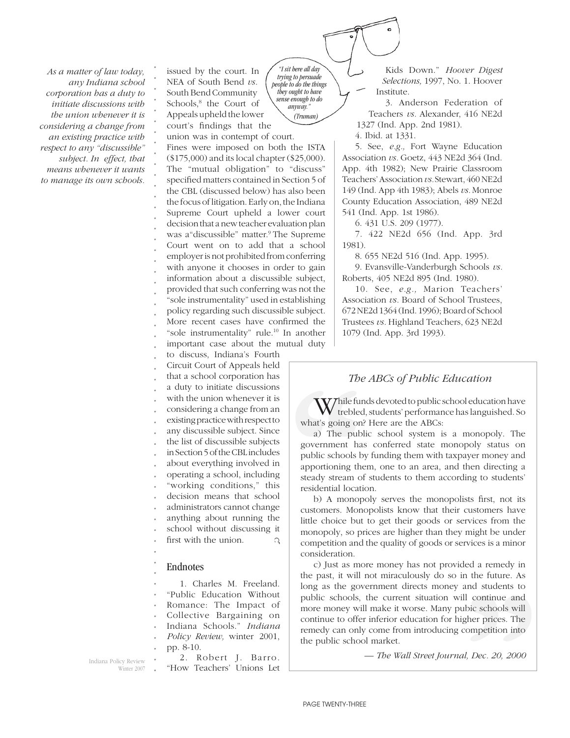*As a matter of law today, any Indiana school corporation has a duty to initiate discussions with the union whenever it is considering a change from an existing practice with respect to any "discussible" subject. In effect, that means whenever it wants to manage its own schools.*

issued by the court. In NEA of South Bend *vs.* South Bend Community Schools,[8] the Court of Appeals upheld the lower court's findings that the union was in contempt of court. Fines were imposed on both the ISTA ($175,000) and its local chapter ($25,000). The "mutual obligation" to "discuss" specified matters contained in Section 5 of the CBL (discussed below) has also been the focus of litigation. Early on, the Indiana Supreme Court upheld a lower court decision that a new teacher evaluation plan was a"discussible" matter.[9] The Supreme Court went on to add that a school employer is not prohibited from conferring with anyone it chooses in order to gain information about a discussible subject, provided that such conferring was not the "sole instrumentality" used in establishing policy regarding such discussible subject. More recent cases have confirmed the "sole instrumentality" rule.[10] In another important case about the mutual duty to discuss, Indiana's Fourth Circuit Court of Appeals held that a school corporation has a duty to initiate discussions with the union whenever it is considering a change from an existing practice with respect to any discussible subject. Since the list of discussible subjects in Section 5 of the CBL includes about everything involved in operating a school, including "working conditions," this decision means that school administrators cannot change anything about running the school without discussing it first with the union.

*"I sit here all day trying to persuade people to do the things they ought to have sense enough to do anyway."* *(Truman)*

## Endnotes

1. Charles M. Freeland. "Public Education Without Romance: The Impact of Collective Bargaining on Indiana Schools." *Indiana Policy Review,* winter 2001, pp. 8-10.

2. Robert J. Barro. "How Teachers' Unions Let Kids Down." *Hoover Digest Selections,* 1997, No. 1. Hoover Institute.

3. Anderson Federation of Teachers *vs.* Alexander, 416 NE2d 1327 (Ind. App. 2nd 1981).

4. Ibid. at 1331.

5. See, *e.g.,* Fort Wayne Education Association *vs.* Goetz, 443 NE2d 364 (Ind. App. 4th 1982); New Prairie Classroom Teachers' Association *vs.* Stewart, 460 NE2d 149 (Ind. App 4th 1983); Abels *vs.* Monroe County Education Association, 489 NE2d 541 (Ind. App. 1st 1986).

6. 431 U.S. 209 (1977).

7. 422 NE2d 656 (Ind. App. 3rd 1981).

8. 655 NE2d 516 (Ind. App. 1995).

9. Evansville-Vanderburgh Schools *vs.* Roberts, 405 NE2d 895 (Ind. 1980).

10. See, *e.g.,* Marion Teachers' Association *vs.* Board of School Trustees, 672 NE2d 1364 (Ind. 1996); Board of School Trustees *vs.* Highland Teachers, 623 NE2d 1079 (Ind. App. 3rd 1993).

### *The ABCs of Public Education*

While funds devoted to public school education have trebled, students' performance has languished. So what's going on? Here are the ABCs:

a) The public school system is a monopoly. The government has conferred state monopoly status on public schools by funding them with taxpayer money and apportioning them, one to an area, and then directing a steady stream of students to them according to students' residential location.

b) A monopoly serves the monopolists first, not its customers. Monopolists know that their customers have little choice but to get their goods or services from the monopoly, so prices are higher than they might be under competition and the quality of goods or services is a minor consideration.

c) Just as more money has not provided a remedy in the past, it will not miraculously do so in the future. As long as the government directs money and students to public schools, the current situation will continue and more money will make it worse. Many public schools will continue to offer inferior education for higher prices. The remedy can only come from introducing competition into the public school market.

— *The Wall Street Journal, Dec. 20, 2000*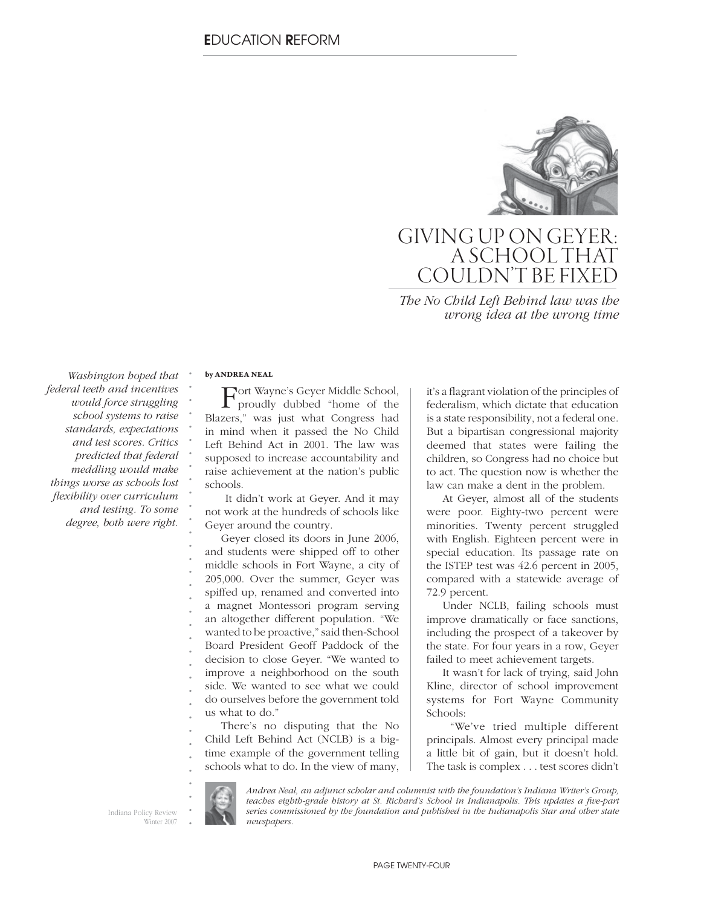# GIVING UP ON GEYER: A SCHOOL THAT COULDN'T BE FIXED

*The No Child Left Behind law was the wrong idea at the wrong time*

*Washington hoped that federal teeth and incentives would force struggling school systems to raise standards, expectations and test scores. Critics predicted that federal meddling would make things worse as schools lost flexibility over curriculum and testing. To some degree, both were right.*

**by ANDREA NEAL**

Fort Wayne's Geyer Middle School, proudly dubbed "home of the Blazers," was just what Congress had in mind when it passed the No Child Left Behind Act in 2001. The law was supposed to increase accountability and raise achievement at the nation's public schools.

It didn't work at Geyer. And it may not work at the hundreds of schools like Geyer around the country.

Geyer closed its doors in June 2006, and students were shipped off to other middle schools in Fort Wayne, a city of 205,000. Over the summer, Geyer was spiffed up, renamed and converted into a magnet Montessori program serving an altogether different population. "We wanted to be proactive," said then-School Board President Geoff Paddock of the decision to close Geyer. "We wanted to improve a neighborhood on the south side. We wanted to see what we could do ourselves before the government told us what to do."

There's no disputing that the No Child Left Behind Act (NCLB) is a big-time example of the government telling schools what to do. In the view of many, it's a flagrant violation of the principles of federalism, which dictate that education is a state responsibility, not a federal one. But a bipartisan congressional majority deemed that states were failing the children, so Congress had no choice but to act. The question now is whether the law can make a dent in the problem.

At Geyer, almost all of the students were poor. Eighty-two percent were minorities. Twenty percent struggled with English. Eighteen percent were in special education. Its passage rate on the ISTEP test was 42.6 percent in 2005, compared with a statewide average of 72.9 percent.

Under NCLB, failing schools must improve dramatically or face sanctions, including the prospect of a takeover by the state. For four years in a row, Geyer failed to meet achievement targets.

It wasn't for lack of trying, said John Kline, director of school improvement systems for Fort Wayne Community Schools:

"We've tried multiple different principals. Almost every principal made a little bit of gain, but it doesn't hold. The task is complex . . . test scores didn't

*Andrea Neal, an adjunct scholar and columnist with the foundation's Indiana Writer's Group, teaches eighth-grade history at St. Richard's School in Indianapolis. This updates a five-part series commissioned by the foundation and published in the Indianapolis Star and other state newspapers.*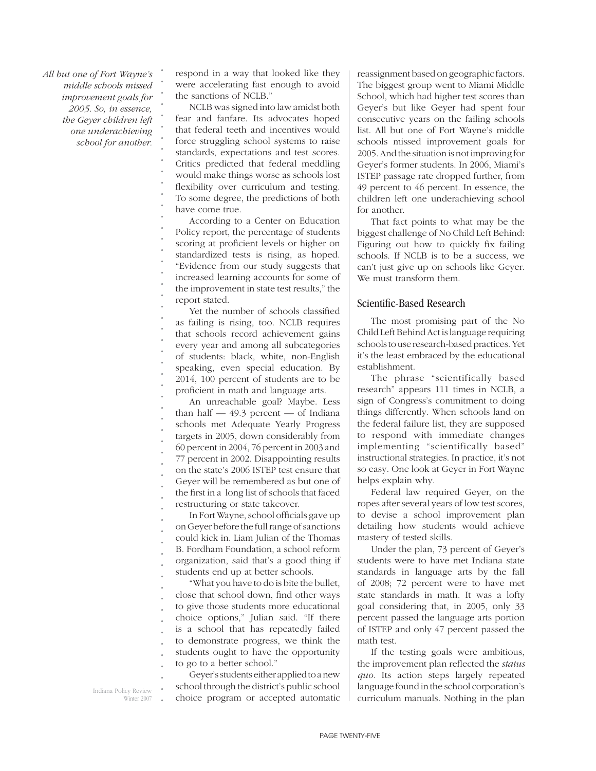*All but one of Fort Wayne's middle schools missed improvement goals for 2005. So, in essence, the Geyer children left one underachieving school for another.*

respond in a way that looked like they were accelerating fast enough to avoid the sanctions of NCLB."

NCLB was signed into law amidst both fear and fanfare. Its advocates hoped that federal teeth and incentives would force struggling school systems to raise standards, expectations and test scores. Critics predicted that federal meddling would make things worse as schools lost flexibility over curriculum and testing. To some degree, the predictions of both have come true.

According to a Center on Education Policy report, the percentage of students scoring at proficient levels or higher on standardized tests is rising, as hoped. "Evidence from our study suggests that increased learning accounts for some of the improvement in state test results," the report stated.

Yet the number of schools classified as failing is rising, too. NCLB requires that schools record achievement gains every year and among all subcategories of students: black, white, non-English speaking, even special education. By 2014, 100 percent of students are to be proficient in math and language arts.

An unreachable goal? Maybe. Less than half — 49.3 percent — of Indiana schools met Adequate Yearly Progress targets in 2005, down considerably from 60 percent in 2004, 76 percent in 2003 and 77 percent in 2002. Disappointing results on the state's 2006 ISTEP test ensure that Geyer will be remembered as but one of the first in a long list of schools that faced restructuring or state takeover.

In Fort Wayne, school officials gave up on Geyer before the full range of sanctions could kick in. Liam Julian of the Thomas B. Fordham Foundation, a school reform organization, said that's a good thing if students end up at better schools.

"What you have to do is bite the bullet, close that school down, find other ways to give those students more educational choice options," Julian said. "If there is a school that has repeatedly failed to demonstrate progress, we think the students ought to have the opportunity to go to a better school."

Geyer's students either applied to a new school through the district's public school choice program or accepted automatic reassignment based on geographic factors. The biggest group went to Miami Middle School, which had higher test scores than Geyer's but like Geyer had spent four consecutive years on the failing schools list. All but one of Fort Wayne's middle schools missed improvement goals for 2005. And the situation is not improving for Geyer's former students. In 2006, Miami's ISTEP passage rate dropped further, from 49 percent to 46 percent. In essence, the children left one underachieving school for another.

That fact points to what may be the biggest challenge of No Child Left Behind: Figuring out how to quickly fix failing schools. If NCLB is to be a success, we can't just give up on schools like Geyer. We must transform them.

## Scientific-Based Research

The most promising part of the No Child Left Behind Act is language requiring schools to use research-based practices. Yet it's the least embraced by the educational establishment.

The phrase "scientifically based research" appears 111 times in NCLB, a sign of Congress's commitment to doing things differently. When schools land on the federal failure list, they are supposed to respond with immediate changes implementing "scientifically based" instructional strategies. In practice, it's not so easy. One look at Geyer in Fort Wayne helps explain why.

Federal law required Geyer, on the ropes after several years of low test scores, to devise a school improvement plan detailing how students would achieve mastery of tested skills.

Under the plan, 73 percent of Geyer's students were to have met Indiana state standards in language arts by the fall of 2008; 72 percent were to have met state standards in math. It was a lofty goal considering that, in 2005, only 33 percent passed the language arts portion of ISTEP and only 47 percent passed the math test.

If the testing goals were ambitious, the improvement plan reflected the *status quo*. Its action steps largely repeated language found in the school corporation's curriculum manuals. Nothing in the plan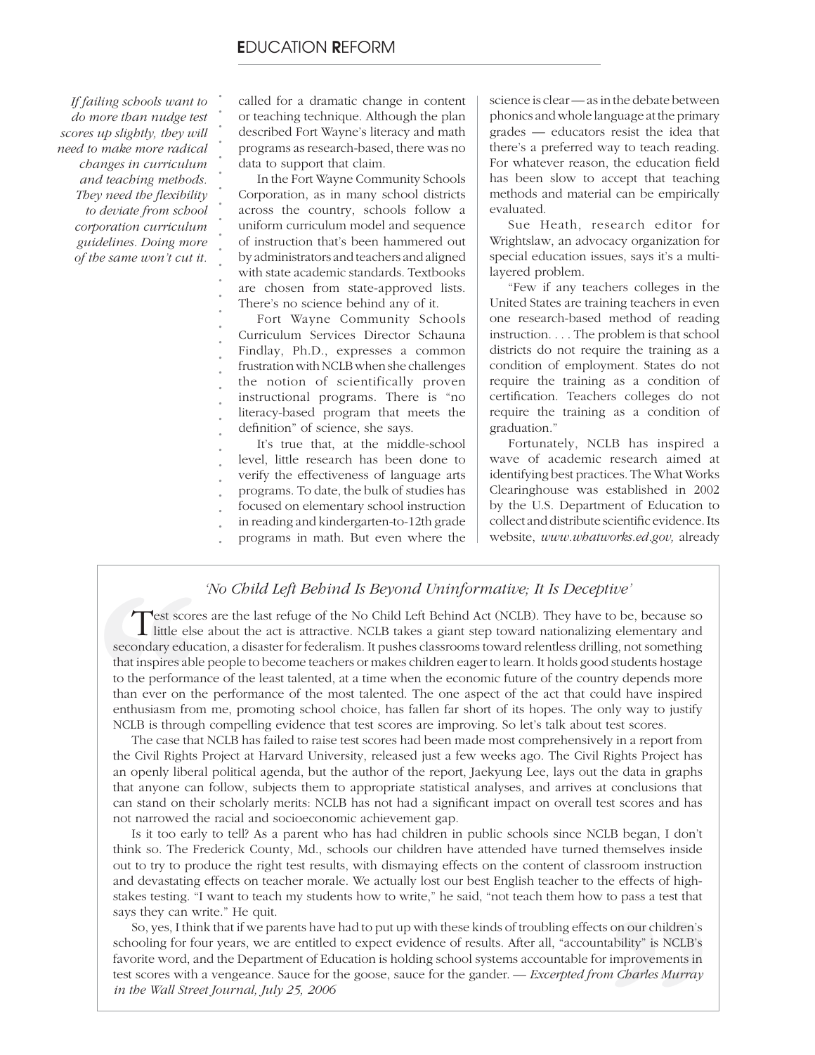*If failing schools want to do more than nudge test scores up slightly, they will need to make more radical changes in curriculum and teaching methods. They need the flexibility to deviate from school corporation curriculum guidelines. Doing more of the same won't cut it.*

called for a dramatic change in content or teaching technique. Although the plan described Fort Wayne's literacy and math programs as research-based, there was no data to support that claim.

In the Fort Wayne Community Schools Corporation, as in many school districts across the country, schools follow a uniform curriculum model and sequence of instruction that's been hammered out by administrators and teachers and aligned with state academic standards. Textbooks are chosen from state-approved lists. There's no science behind any of it.

Fort Wayne Community Schools Curriculum Services Director Schauna Findlay, Ph.D., expresses a common frustration with NCLB when she challenges the notion of scientifically proven instructional programs. There is "no literacy-based program that meets the definition" of science, she says.

It's true that, at the middle-school level, little research has been done to verify the effectiveness of language arts programs. To date, the bulk of studies has focused on elementary school instruction in reading and kindergarten-to-12th grade programs in math. But even where the science is clear — as in the debate between phonics and whole language at the primary grades — educators resist the idea that there's a preferred way to teach reading. For whatever reason, the education field has been slow to accept that teaching methods and material can be empirically evaluated.

Sue Heath, research editor for Wrightslaw, an advocacy organization for special education issues, says it's a multi-layered problem.

"Few if any teachers colleges in the United States are training teachers in even one research-based method of reading instruction. . . . The problem is that school districts do not require the training as a condition of employment. States do not require the training as a condition of certification. Teachers colleges do not require the training as a condition of graduation."

Fortunately, NCLB has inspired a wave of academic research aimed at identifying best practices. The What Works Clearinghouse was established in 2002 by the U.S. Department of Education to collect and distribute scientific evidence. Its website, *www.whatworks.ed.gov,* already

---

### *'No Child Left Behind Is Beyond Uninformative; It Is Deceptive'*

Test scores are the last refuge of the No Child Left Behind Act (NCLB). They have to be, because so little else about the act is attractive. NCLB takes a giant step toward nationalizing elementary and secondary education, a disaster for federalism. It pushes classrooms toward relentless drilling, not something that inspires able people to become teachers or makes children eager to learn. It holds good students hostage to the performance of the least talented, at a time when the economic future of the country depends more than ever on the performance of the most talented. The one aspect of the act that could have inspired enthusiasm from me, promoting school choice, has fallen far short of its hopes. The only way to justify NCLB is through compelling evidence that test scores are improving. So let's talk about test scores.

The case that NCLB has failed to raise test scores had been made most comprehensively in a report from the Civil Rights Project at Harvard University, released just a few weeks ago. The Civil Rights Project has an openly liberal political agenda, but the author of the report, Jaekyung Lee, lays out the data in graphs that anyone can follow, subjects them to appropriate statistical analyses, and arrives at conclusions that can stand on their scholarly merits: NCLB has not had a significant impact on overall test scores and has not narrowed the racial and socioeconomic achievement gap.

Is it too early to tell? As a parent who has had children in public schools since NCLB began, I don't think so. The Frederick County, Md., schools our children have attended have turned themselves inside out to try to produce the right test results, with dismaying effects on the content of classroom instruction and devastating effects on teacher morale. We actually lost our best English teacher to the effects of high-stakes testing. "I want to teach my students how to write," he said, "not teach them how to pass a test that says they can write." He quit.

So, yes, I think that if we parents have had to put up with these kinds of troubling effects on our children's schooling for four years, we are entitled to expect evidence of results. After all, "accountability" is NCLB's favorite word, and the Department of Education is holding school systems accountable for improvements in test scores with a vengeance. Sauce for the goose, sauce for the gander. — *Excerpted from Charles Murray in the Wall Street Journal, July 25, 2006*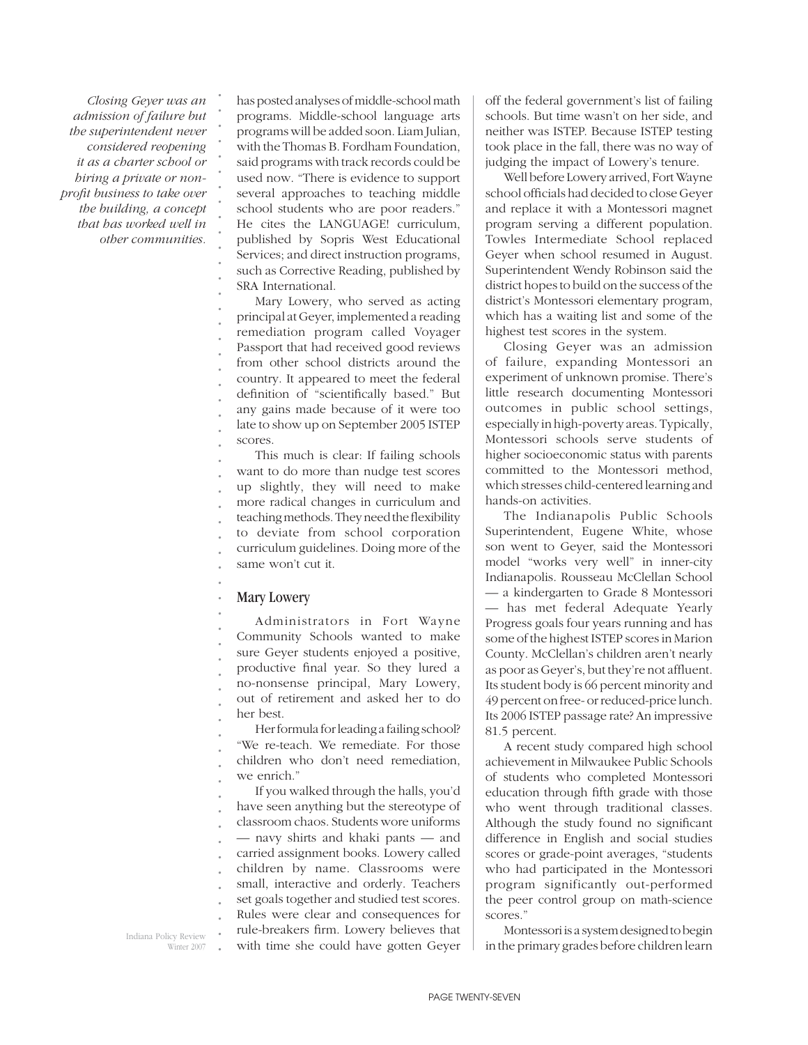*Closing Geyer was an admission of failure but the superintendent never considered reopening it as a charter school or hiring a private or non-profit business to take over the building, a concept that has worked well in other communities.*

has posted analyses of middle-school math programs. Middle-school language arts programs will be added soon. Liam Julian, with the Thomas B. Fordham Foundation, said programs with track records could be used now. "There is evidence to support several approaches to teaching middle school students who are poor readers." He cites the LANGUAGE! curriculum, published by Sopris West Educational Services; and direct instruction programs, such as Corrective Reading, published by SRA International.

Mary Lowery, who served as acting principal at Geyer, implemented a reading remediation program called Voyager Passport that had received good reviews from other school districts around the country. It appeared to meet the federal definition of "scientifically based." But any gains made because of it were too late to show up on September 2005 ISTEP scores.

This much is clear: If failing schools want to do more than nudge test scores up slightly, they will need to make more radical changes in curriculum and teaching methods. They need the flexibility to deviate from school corporation curriculum guidelines. Doing more of the same won't cut it.

## Mary Lowery

Administrators in Fort Wayne Community Schools wanted to make sure Geyer students enjoyed a positive, productive final year. So they lured a no-nonsense principal, Mary Lowery, out of retirement and asked her to do her best.

Her formula for leading a failing school? "We re-teach. We remediate. For those children who don't need remediation, we enrich."

If you walked through the halls, you'd have seen anything but the stereotype of classroom chaos. Students wore uniforms — navy shirts and khaki pants — and carried assignment books. Lowery called children by name. Classrooms were small, interactive and orderly. Teachers set goals together and studied test scores. Rules were clear and consequences for rule-breakers firm. Lowery believes that with time she could have gotten Geyer off the federal government's list of failing schools. But time wasn't on her side, and neither was ISTEP. Because ISTEP testing took place in the fall, there was no way of judging the impact of Lowery's tenure.

Well before Lowery arrived, Fort Wayne school officials had decided to close Geyer and replace it with a Montessori magnet program serving a different population. Towles Intermediate School replaced Geyer when school resumed in August. Superintendent Wendy Robinson said the district hopes to build on the success of the district's Montessori elementary program, which has a waiting list and some of the highest test scores in the system.

Closing Geyer was an admission of failure, expanding Montessori an experiment of unknown promise. There's little research documenting Montessori outcomes in public school settings, especially in high-poverty areas. Typically, Montessori schools serve students of higher socioeconomic status with parents committed to the Montessori method, which stresses child-centered learning and hands-on activities.

The Indianapolis Public Schools Superintendent, Eugene White, whose son went to Geyer, said the Montessori model "works very well" in inner-city Indianapolis. Rousseau McClellan School — a kindergarten to Grade 8 Montessori — has met federal Adequate Yearly Progress goals four years running and has some of the highest ISTEP scores in Marion County. McClellan's children aren't nearly as poor as Geyer's, but they're not affluent. Its student body is 66 percent minority and 49 percent on free- or reduced-price lunch. Its 2006 ISTEP passage rate? An impressive 81.5 percent.

A recent study compared high school achievement in Milwaukee Public Schools of students who completed Montessori education through fifth grade with those who went through traditional classes. Although the study found no significant difference in English and social studies scores or grade-point averages, "students who had participated in the Montessori program significantly out-performed the peer control group on math-science scores."

Montessori is a system designed to begin in the primary grades before children learn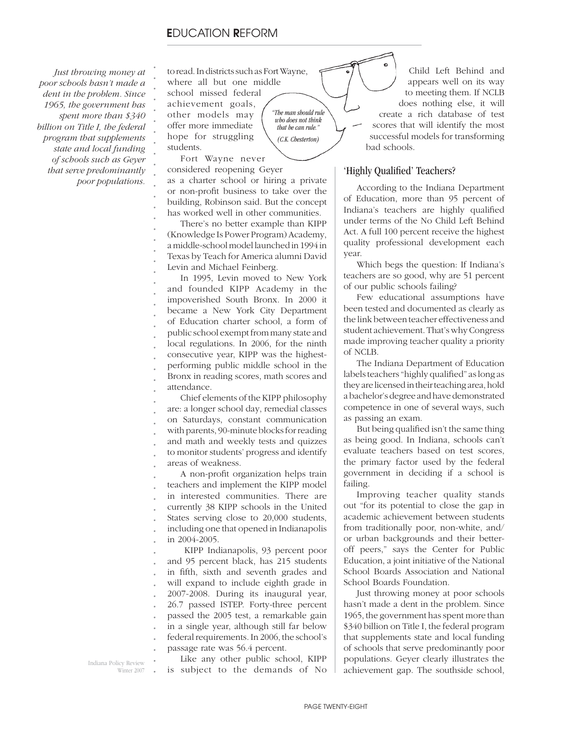*Just throwing money at poor schools hasn't made a dent in the problem. Since 1965, the government has spent more than $340 billion on Title I, the federal program that supplements state and local funding of schools such as Geyer that serve predominantly poor populations.*

to read. In districts such as Fort Wayne, where all but one middle school missed federal achievement goals, other models may offer more immediate hope for struggling students.

*"The man should rule who does not think that he can rule." (C.K. Chesterton)*

Fort Wayne never considered reopening Geyer as a charter school or hiring a private or non-profit business to take over the building, Robinson said. But the concept has worked well in other communities.

There's no better example than KIPP (Knowledge Is Power Program) Academy, a middle-school model launched in 1994 in Texas by Teach for America alumni David Levin and Michael Feinberg.

In 1995, Levin moved to New York and founded KIPP Academy in the impoverished South Bronx. In 2000 it became a New York City Department of Education charter school, a form of public school exempt from many state and local regulations. In 2006, for the ninth consecutive year, KIPP was the highest-performing public middle school in the Bronx in reading scores, math scores and attendance.

Chief elements of the KIPP philosophy are: a longer school day, remedial classes on Saturdays, constant communication with parents, 90-minute blocks for reading and math and weekly tests and quizzes to monitor students' progress and identify areas of weakness.

A non-profit organization helps train teachers and implement the KIPP model in interested communities. There are currently 38 KIPP schools in the United States serving close to 20,000 students, including one that opened in Indianapolis in 2004-2005.

KIPP Indianapolis, 93 percent poor and 95 percent black, has 215 students in fifth, sixth and seventh grades and will expand to include eighth grade in 2007-2008. During its inaugural year, 26.7 passed ISTEP. Forty-three percent passed the 2005 test, a remarkable gain in a single year, although still far below federal requirements. In 2006, the school's passage rate was 56.4 percent.

Like any other public school, KIPP is subject to the demands of No Child Left Behind and appears well on its way to meeting them. If NCLB does nothing else, it will create a rich database of test scores that will identify the most successful models for transforming bad schools.

## 'Highly Qualified' Teachers?

According to the Indiana Department of Education, more than 95 percent of Indiana's teachers are highly qualified under terms of the No Child Left Behind Act. A full 100 percent receive the highest quality professional development each year.

Which begs the question: If Indiana's teachers are so good, why are 51 percent of our public schools failing?

Few educational assumptions have been tested and documented as clearly as the link between teacher effectiveness and student achievement. That's why Congress made improving teacher quality a priority of NCLB.

The Indiana Department of Education labels teachers "highly qualified" as long as they are licensed in their teaching area, hold a bachelor's degree and have demonstrated competence in one of several ways, such as passing an exam.

But being qualified isn't the same thing as being good. In Indiana, schools can't evaluate teachers based on test scores, the primary factor used by the federal government in deciding if a school is failing.

Improving teacher quality stands out "for its potential to close the gap in academic achievement between students from traditionally poor, non-white, and/or urban backgrounds and their better-off peers," says the Center for Public Education, a joint initiative of the National School Boards Association and National School Boards Foundation.

Just throwing money at poor schools hasn't made a dent in the problem. Since 1965, the government has spent more than $340 billion on Title I, the federal program that supplements state and local funding of schools that serve predominantly poor populations. Geyer clearly illustrates the achievement gap. The southside school,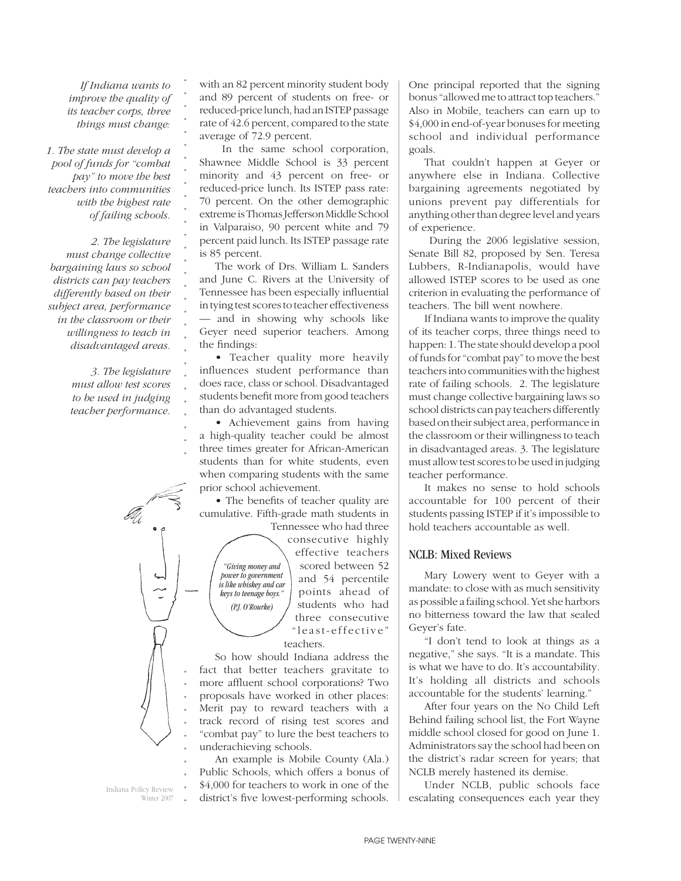*If Indiana wants to improve the quality of its teacher corps, three things must change:*

*1. The state must develop a pool of funds for "combat pay" to move the best teachers into communities with the highest rate of failing schools.*

*2. The legislature must change collective bargaining laws so school districts can pay teachers differently based on their subject area, performance in the classroom or their willingness to teach in disadvantaged areas.*

*3. The legislature must allow test scores to be used in judging teacher performance.*

with an 82 percent minority student body and 89 percent of students on free- or reduced-price lunch, had an ISTEP passage rate of 42.6 percent, compared to the state average of 72.9 percent.

In the same school corporation, Shawnee Middle School is 33 percent minority and 43 percent on free- or reduced-price lunch. Its ISTEP pass rate: 70 percent. On the other demographic extreme is Thomas Jefferson Middle School in Valparaiso, 90 percent white and 79 percent paid lunch. Its ISTEP passage rate is 85 percent.

The work of Drs. William L. Sanders and June C. Rivers at the University of Tennessee has been especially influential in tying test scores to teacher effectiveness — and in showing why schools like Geyer need superior teachers. Among the findings:

- Teacher quality more heavily influences student performance than does race, class or school. Disadvantaged students benefit more from good teachers than do advantaged students.
- Achievement gains from having a high-quality teacher could be almost three times greater for African-American students than for white students, even when comparing students with the same prior school achievement.
- The benefits of teacher quality are cumulative. Fifth-grade math students in Tennessee who had three consecutive highly effective teachers scored between 52 and 54 percentile points ahead of students who had three consecutive "least-effective" teachers.

*"Giving money and power to government is like whiskey and car keys to teenage boys." (P.J. O'Rourke)*

So how should Indiana address the fact that better teachers gravitate to more affluent school corporations? Two proposals have worked in other places: Merit pay to reward teachers with a track record of rising test scores and "combat pay" to lure the best teachers to underachieving schools.

An example is Mobile County (Ala.) Public Schools, which offers a bonus of $4,000 for teachers to work in one of the district's five lowest-performing schools. One principal reported that the signing bonus "allowed me to attract top teachers." Also in Mobile, teachers can earn up to $4,000 in end-of-year bonuses for meeting school and individual performance goals.

That couldn't happen at Geyer or anywhere else in Indiana. Collective bargaining agreements negotiated by unions prevent pay differentials for anything other than degree level and years of experience.

During the 2006 legislative session, Senate Bill 82, proposed by Sen. Teresa Lubbers, R-Indianapolis, would have allowed ISTEP scores to be used as one criterion in evaluating the performance of teachers. The bill went nowhere.

If Indiana wants to improve the quality of its teacher corps, three things need to happen: 1. The state should develop a pool of funds for "combat pay" to move the best teachers into communities with the highest rate of failing schools. 2. The legislature must change collective bargaining laws so school districts can pay teachers differently based on their subject area, performance in the classroom or their willingness to teach in disadvantaged areas. 3. The legislature must allow test scores to be used in judging teacher performance.

It makes no sense to hold schools accountable for 100 percent of their students passing ISTEP if it's impossible to hold teachers accountable as well.

## NCLB: Mixed Reviews

Mary Lowery went to Geyer with a mandate: to close with as much sensitivity as possible a failing school. Yet she harbors no bitterness toward the law that sealed Geyer's fate.

"I don't tend to look at things as a negative," she says. "It is a mandate. This is what we have to do. It's accountability. It's holding all districts and schools accountable for the students' learning."

After four years on the No Child Left Behind failing school list, the Fort Wayne middle school closed for good on June 1. Administrators say the school had been on the district's radar screen for years; that NCLB merely hastened its demise.

Under NCLB, public schools face escalating consequences each year they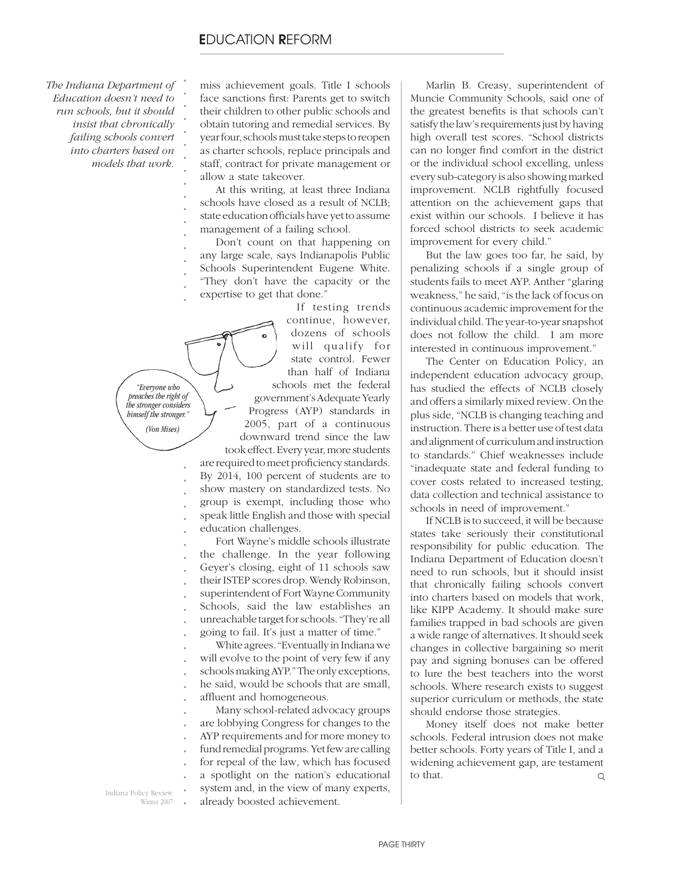*The Indiana Department of Education doesn't need to run schools, but it should insist that chronically failing schools convert into charters based on models that work.*

miss achievement goals. Title I schools face sanctions first: Parents get to switch their children to other public schools and obtain tutoring and remedial services. By year four, schools must take steps to reopen as charter schools, replace principals and staff, contract for private management or allow a state takeover.

At this writing, at least three Indiana schools have closed as a result of NCLB; state education officials have yet to assume management of a failing school.

Don't count on that happening on any large scale, says Indianapolis Public Schools Superintendent Eugene White. "They don't have the capacity or the expertise to get that done."

*"Everyone who preaches the right of the stronger considers himself the stronger."*

*(Von Mises)*

If testing trends continue, however, dozens of schools will qualify for state control. Fewer than half of Indiana schools met the federal government's Adequate Yearly Progress (AYP) standards in 2005, part of a continuous downward trend since the law took effect. Every year, more students are required to meet proficiency standards. By 2014, 100 percent of students are to show mastery on standardized tests. No group is exempt, including those who speak little English and those with special education challenges.

Fort Wayne's middle schools illustrate the challenge. In the year following Geyer's closing, eight of 11 schools saw their ISTEP scores drop. Wendy Robinson, superintendent of Fort Wayne Community Schools, said the law establishes an unreachable target for schools. "They're all going to fail. It's just a matter of time."

White agrees. "Eventually in Indiana we will evolve to the point of very few if any schools making AYP." The only exceptions, he said, would be schools that are small, affluent and homogeneous.

Many school-related advocacy groups are lobbying Congress for changes to the AYP requirements and for more money to fund remedial programs. Yet few are calling for repeal of the law, which has focused a spotlight on the nation's educational system and, in the view of many experts, already boosted achievement.

Marlin B. Creasy, superintendent of Muncie Community Schools, said one of the greatest benefits is that schools can't satisfy the law's requirements just by having high overall test scores. "School districts can no longer find comfort in the district or the individual school excelling, unless every sub-category is also showing marked improvement. NCLB rightfully focused attention on the achievement gaps that exist within our schools. I believe it has forced school districts to seek academic improvement for every child."

But the law goes too far, he said, by penalizing schools if a single group of students fails to meet AYP. Anther "glaring weakness," he said, "is the lack of focus on continuous academic improvement for the individual child. The year-to-year snapshot does not follow the child. I am more interested in continuous improvement."

The Center on Education Policy, an independent education advocacy group, has studied the effects of NCLB closely and offers a similarly mixed review. On the plus side, "NCLB is changing teaching and instruction. There is a better use of test data and alignment of curriculum and instruction to standards." Chief weaknesses include "inadequate state and federal funding to cover costs related to increased testing, data collection and technical assistance to schools in need of improvement."

If NCLB is to succeed, it will be because states take seriously their constitutional responsibility for public education. The Indiana Department of Education doesn't need to run schools, but it should insist that chronically failing schools convert into charters based on models that work, like KIPP Academy. It should make sure families trapped in bad schools are given a wide range of alternatives. It should seek changes in collective bargaining so merit pay and signing bonuses can be offered to lure the best teachers into the worst schools. Where research exists to suggest superior curriculum or methods, the state should endorse those strategies.

Money itself does not make better schools. Federal intrusion does not make better schools. Forty years of Title I, and a widening achievement gap, are testament to that.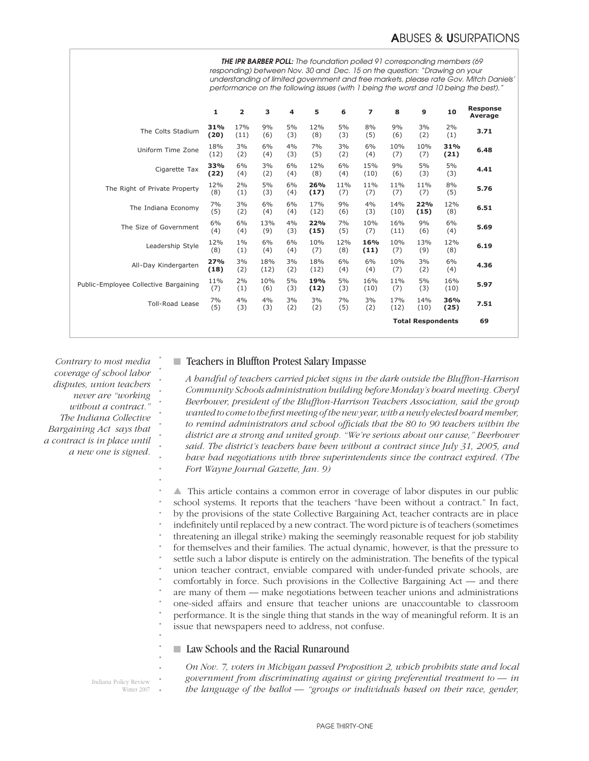**THE IPR BARBER POLL:** *The foundation polled 91 corresponding members (69 responding) between Nov. 30 and Dec. 15 on the question: "Drawing on your understanding of limited government and free markets, please rate Gov. Mitch Daniels' performance on the following issues (with 1 being the worst and 10 being the best)."*

| | 1 | 2 | 3 | 4 | 5 | 6 | 7 | 8 | 9 | 10 | Response Average |
|---|---|---|---|---|---|---|---|---|---|---|---|
| The Colts Stadium | **31% (20)** | 17% (11) | 9% (6) | 5% (3) | 12% (8) | 5% (3) | 8% (5) | 9% (6) | 3% (2) | 2% (1) | **3.71** |
| Uniform Time Zone | 18% (12) | 3% (2) | 6% (4) | 4% (3) | 7% (5) | 3% (2) | 6% (4) | 10% (7) | 10% (7) | **31% (21)** | **6.48** |
| Cigarette Tax | **33% (22)** | 6% (4) | 3% (2) | 6% (4) | 12% (8) | 6% (4) | 15% (10) | 9% (6) | 5% (3) | 5% (3) | **4.41** |
| The Right of Private Property | 12% (8) | 2% (1) | 5% (3) | 6% (4) | **26% (17)** | 11% (7) | 11% (7) | 11% (7) | 11% (7) | 8% (5) | **5.76** |
| The Indiana Economy | 7% (5) | 3% (2) | 6% (4) | 6% (4) | 17% (12) | 9% (6) | 4% (3) | 14% (10) | **22% (15)** | 12% (8) | **6.51** |
| The Size of Government | 6% (4) | 6% (4) | 13% (9) | 4% (3) | **22% (15)** | 7% (5) | 10% (7) | 16% (11) | 9% (6) | 6% (4) | **5.69** |
| Leadership Style | 12% (8) | 1% (1) | 6% (4) | 6% (4) | 10% (7) | 12% (8) | **16% (11)** | 10% (7) | 13% (9) | 12% (8) | **6.19** |
| All-Day Kindergarten | **27% (18)** | 3% (2) | 18% (12) | 3% (2) | 18% (12) | 6% (4) | 6% (4) | 10% (7) | 3% (2) | 6% (4) | **4.36** |
| Public-Employee Collective Bargaining | 11% (7) | 2% (1) | 10% (6) | 5% (3) | **19% (12)** | 5% (3) | 16% (10) | 11% (7) | 5% (3) | 16% (10) | **5.97** |
| Toll-Road Lease | 7% (5) | 4% (3) | 4% (3) | 3% (2) | 3% (2) | 7% (5) | 3% (2) | 17% (12) | 14% (10) | **36% (25)** | **7.51** |
| | | | | | | | | | **Total Respondents** | | **69** |

*Contrary to most media coverage of school labor disputes, union teachers never are "working without a contract." The Indiana Collective Bargaining Act says that a contract is in place until a new one is signed.*

## Teachers in Bluffton Protest Salary Impasse

*A handful of teachers carried picket signs in the dark outside the Bluffton-Harrison Community Schools administration building before Monday's board meeting. Cheryl Beerbower, president of the Bluffton-Harrison Teachers Association, said the group wanted to come to the first meeting of the new year, with a newly elected board member, to remind administrators and school officials that the 80 to 90 teachers within the district are a strong and united group. "We're serious about our cause," Beerbower said. The district's teachers have been without a contract since July 31, 2005, and have had negotiations with three superintendents since the contract expired. (The Fort Wayne Journal Gazette, Jan. 9)*

▲ This article contains a common error in coverage of labor disputes in our public school systems. It reports that the teachers "have been without a contract." In fact, by the provisions of the state Collective Bargaining Act, teacher contracts are in place indefinitely until replaced by a new contract. The word picture is of teachers (sometimes threatening an illegal strike) making the seemingly reasonable request for job stability for themselves and their families. The actual dynamic, however, is that the pressure to settle such a labor dispute is entirely on the administration. The benefits of the typical union teacher contract, enviable compared with under-funded private schools, are comfortably in force. Such provisions in the Collective Bargaining Act — and there are many of them — make negotiations between teacher unions and administrations one-sided affairs and ensure that teacher unions are unaccountable to classroom performance. It is the single thing that stands in the way of meaningful reform. It is an issue that newspapers need to address, not confuse.

## Law Schools and the Racial Runaround

*On Nov. 7, voters in Michigan passed Proposition 2, which prohibits state and local government from discriminating against or giving preferential treatment to — in the language of the ballot — "groups or individuals based on their race, gender,*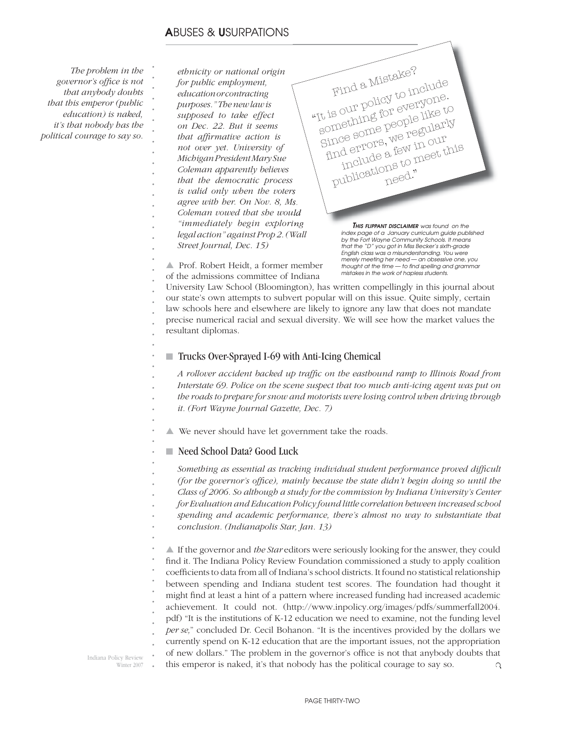*The problem in the governor's office is not that anybody doubts that this emperor (public education) is naked, it's that nobody has the political courage to say so.*

*ethnicity or national origin for public employment, education or contracting purposes." The new law is supposed to take effect on Dec. 22. But it seems that affirmative action is not over yet. University of Michigan President Mary Sue Coleman apparently believes that the democratic process is valid only when the voters agree with her. On Nov. 8, Ms. Coleman vowed that she would "immediately begin exploring legal action" against Prop 2. (Wall Street Journal, Dec. 15)*

Find a Mistake?
"It is our policy to include something for everyone. Since some people like to find errors, we regularly include a few in our publications to meet this need."

***THIS FLIPPANT DISCLAIMER** was found on the index page of a January curriculum guide published by the Fort Wayne Community Schools. It means that the "D" you got in Miss Becker's sixth-grade English class was a misunderstanding. You were merely meeting her need — an obsessive one, you thought at the time — to find spelling and grammar mistakes in the work of hapless students.*

▲ Prof. Robert Heidt, a former member of the admissions committee of Indiana University Law School (Bloomington), has written compellingly in this journal about our state's own attempts to subvert popular will on this issue. Quite simply, certain law schools here and elsewhere are likely to ignore any law that does not mandate precise numerical racial and sexual diversity. We will see how the market values the resultant diplomas.

## Trucks Over-Sprayed I-69 with Anti-Icing Chemical

*A rollover accident backed up traffic on the eastbound ramp to Illinois Road from Interstate 69. Police on the scene suspect that too much anti-icing agent was put on the roads to prepare for snow and motorists were losing control when driving through it. (Fort Wayne Journal Gazette, Dec. 7)*

▲ We never should have let government take the roads.

## Need School Data? Good Luck

*Something as essential as tracking individual student performance proved difficult (for the governor's office), mainly because the state didn't begin doing so until the Class of 2006. So although a study for the commission by Indiana University's Center for Evaluation and Education Policy found little correlation between increased school spending and academic performance, there's almost no way to substantiate that conclusion. (Indianapolis Star, Jan. 13)*

▲ If the governor and *the Star* editors were seriously looking for the answer, they could find it. The Indiana Policy Review Foundation commissioned a study to apply coalition coefficients to data from all of Indiana's school districts. It found no statistical relationship between spending and Indiana student test scores. The foundation had thought it might find at least a hint of a pattern where increased funding had increased academic achievement. It could not. (http://www.inpolicy.org/images/pdfs/summerfall2004.pdf) "It is the institutions of K-12 education we need to examine, not the funding level *per se*," concluded Dr. Cecil Bohanon. "It is the incentives provided by the dollars we currently spend on K-12 education that are the important issues, not the appropriation of new dollars." The problem in the governor's office is not that anybody doubts that this emperor is naked, it's that nobody has the political courage to say so.